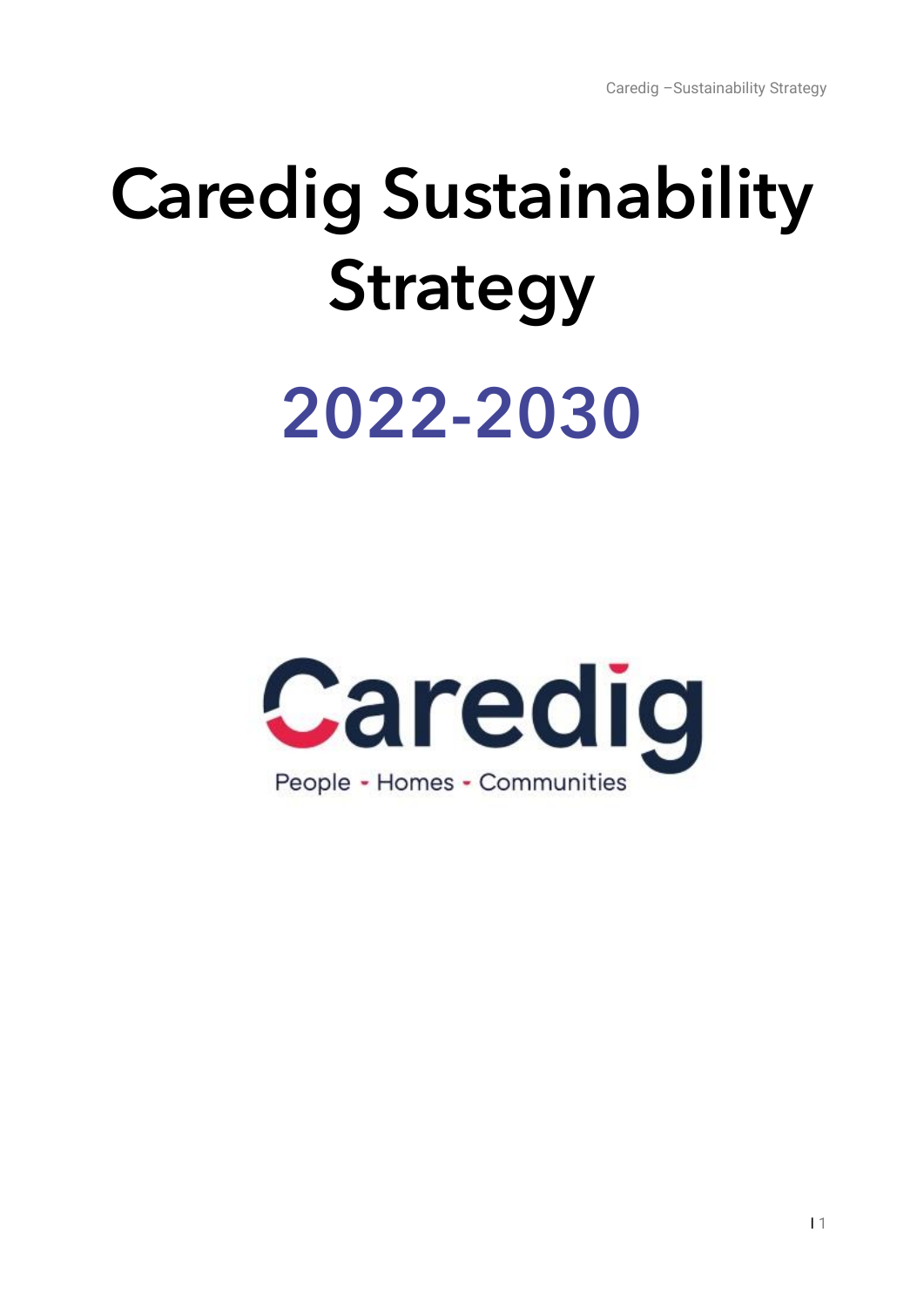# Caredig Sustainability Strategy

## 2022-2030

Caredig

People - Homes - Communities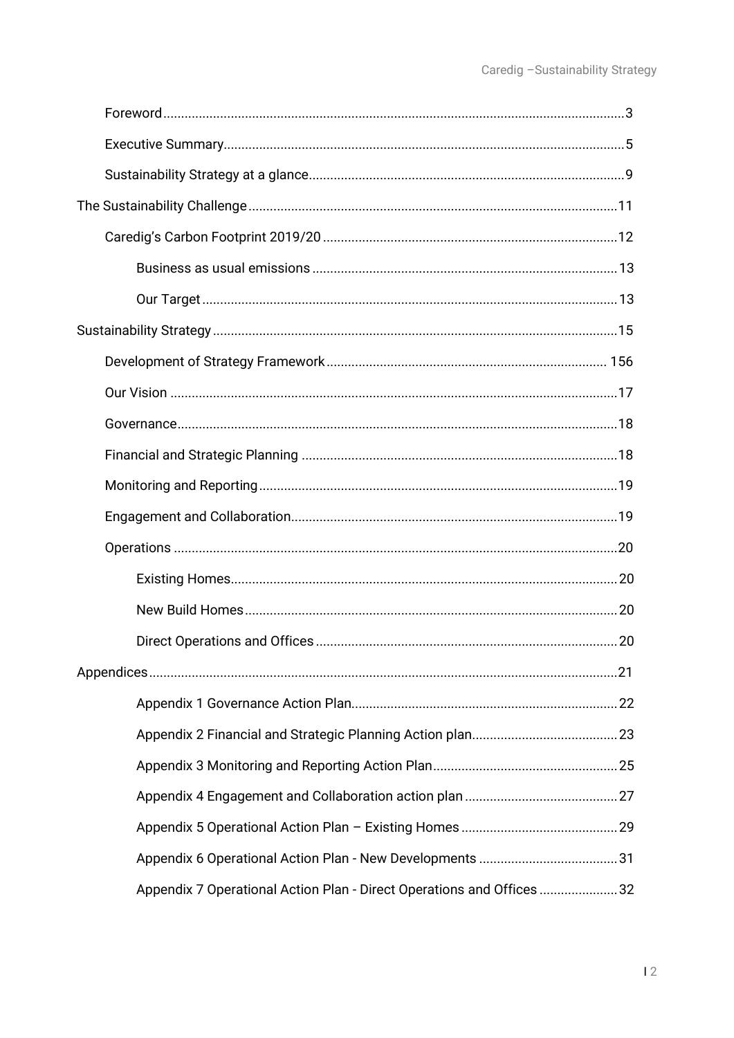Foreword ... 3

Executive Summary ... 5

Sustainability Strategy at a glance ... 9

The Sustainability Challenge ... 11

Caredig's Carbon Footprint 2019/20 ... 12

Business as usual emissions ... 13

Our Target ... 13

Sustainability Strategy ... 15

Development of Strategy Framework ... 156

Our Vision ... 17

Governance ... 18

Financial and Strategic Planning ... 18

Monitoring and Reporting ... 19

Engagement and Collaboration ... 19

Operations ... 20

Existing Homes ... 20

New Build Homes ... 20

Direct Operations and Offices ... 20

Appendices ... 21

Appendix 1 Governance Action Plan ... 22

Appendix 2 Financial and Strategic Planning Action plan ... 23

Appendix 3 Monitoring and Reporting Action Plan ... 25

Appendix 4 Engagement and Collaboration action plan ... 27

Appendix 5 Operational Action Plan – Existing Homes ... 29

Appendix 6 Operational Action Plan - New Developments ... 31

Appendix 7 Operational Action Plan - Direct Operations and Offices ... 32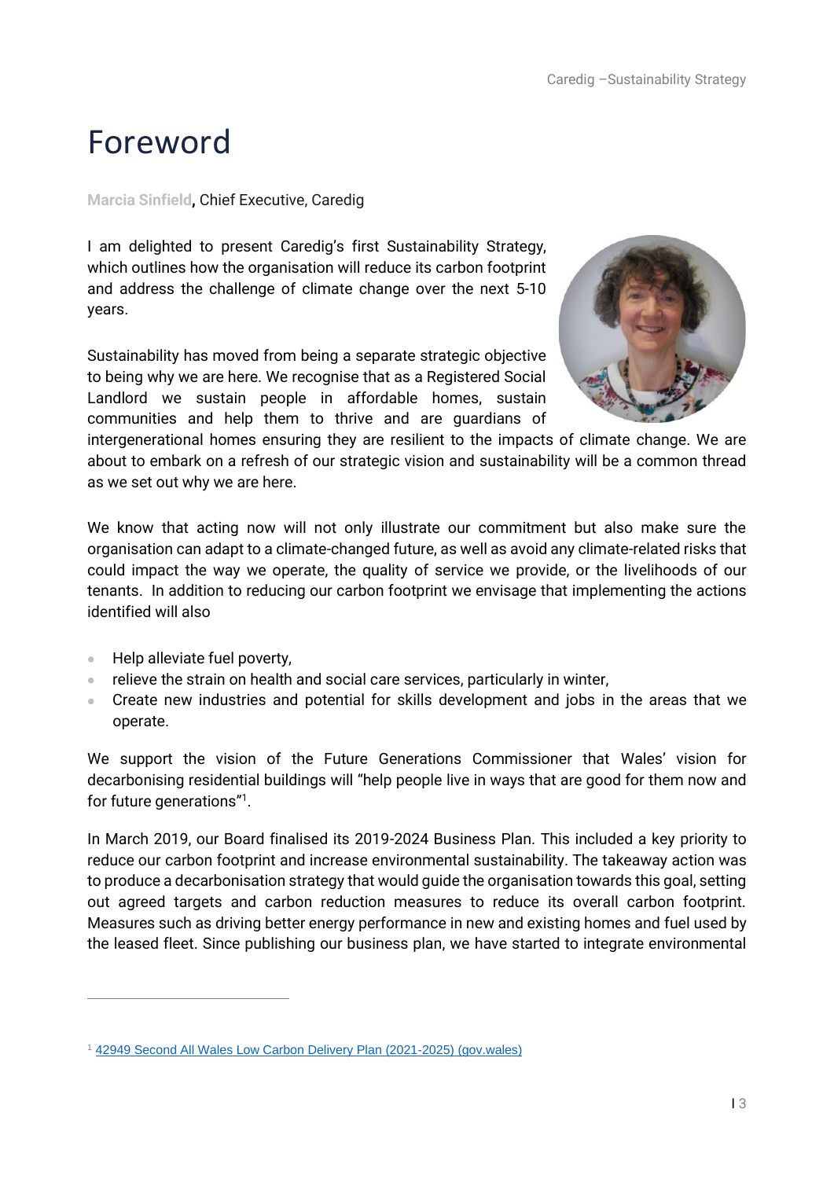# Foreword

**Marcia Sinfield**, Chief Executive, Caredig

I am delighted to present Caredig's first Sustainability Strategy, which outlines how the organisation will reduce its carbon footprint and address the challenge of climate change over the next 5-10 years.

Sustainability has moved from being a separate strategic objective to being why we are here. We recognise that as a Registered Social Landlord we sustain people in affordable homes, sustain communities and help them to thrive and are guardians of intergenerational homes ensuring they are resilient to the impacts of climate change. We are about to embark on a refresh of our strategic vision and sustainability will be a common thread as we set out why we are here.

We know that acting now will not only illustrate our commitment but also make sure the organisation can adapt to a climate-changed future, as well as avoid any climate-related risks that could impact the way we operate, the quality of service we provide, or the livelihoods of our tenants. In addition to reducing our carbon footprint we envisage that implementing the actions identified will also

- Help alleviate fuel poverty,
- relieve the strain on health and social care services, particularly in winter,
- Create new industries and potential for skills development and jobs in the areas that we operate.

We support the vision of the Future Generations Commissioner that Wales' vision for decarbonising residential buildings will "help people live in ways that are good for them now and for future generations"[1].

In March 2019, our Board finalised its 2019-2024 Business Plan. This included a key priority to reduce our carbon footprint and increase environmental sustainability. The takeaway action was to produce a decarbonisation strategy that would guide the organisation towards this goal, setting out agreed targets and carbon reduction measures to reduce its overall carbon footprint. Measures such as driving better energy performance in new and existing homes and fuel used by the leased fleet. Since publishing our business plan, we have started to integrate environmental

[1] [42949 Second All Wales Low Carbon Delivery Plan (2021-2025) (gov.wales)]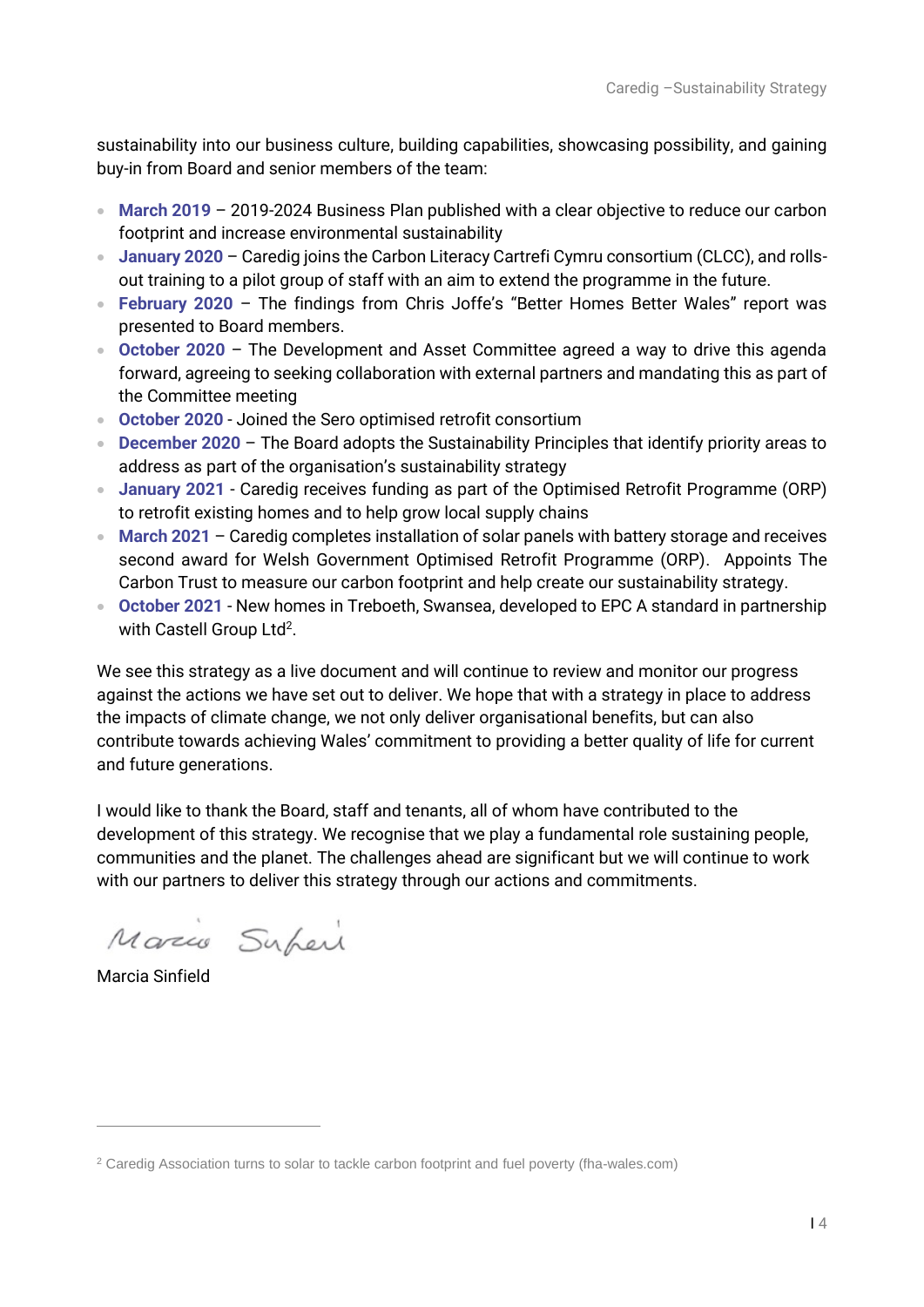sustainability into our business culture, building capabilities, showcasing possibility, and gaining buy-in from Board and senior members of the team:

- **March 2019** – 2019-2024 Business Plan published with a clear objective to reduce our carbon footprint and increase environmental sustainability
- **January 2020** – Caredig joins the Carbon Literacy Cartrefi Cymru consortium (CLCC), and rolls-out training to a pilot group of staff with an aim to extend the programme in the future.
- **February 2020** – The findings from Chris Joffe's "Better Homes Better Wales" report was presented to Board members.
- **October 2020** – The Development and Asset Committee agreed a way to drive this agenda forward, agreeing to seeking collaboration with external partners and mandating this as part of the Committee meeting
- **October 2020** - Joined the Sero optimised retrofit consortium
- **December 2020** – The Board adopts the Sustainability Principles that identify priority areas to address as part of the organisation's sustainability strategy
- **January 2021** - Caredig receives funding as part of the Optimised Retrofit Programme (ORP) to retrofit existing homes and to help grow local supply chains
- **March 2021** – Caredig completes installation of solar panels with battery storage and receives second award for Welsh Government Optimised Retrofit Programme (ORP). Appoints The Carbon Trust to measure our carbon footprint and help create our sustainability strategy.
- **October 2021** - New homes in Treboeth, Swansea, developed to EPC A standard in partnership with Castell Group Ltd[2].

We see this strategy as a live document and will continue to review and monitor our progress against the actions we have set out to deliver. We hope that with a strategy in place to address the impacts of climate change, we not only deliver organisational benefits, but can also contribute towards achieving Wales' commitment to providing a better quality of life for current and future generations.

I would like to thank the Board, staff and tenants, all of whom have contributed to the development of this strategy. We recognise that we play a fundamental role sustaining people, communities and the planet. The challenges ahead are significant but we will continue to work with our partners to deliver this strategy through our actions and commitments.

Marcia Sinfield

---

[2] Caredig Association turns to solar to tackle carbon footprint and fuel poverty (fha-wales.com)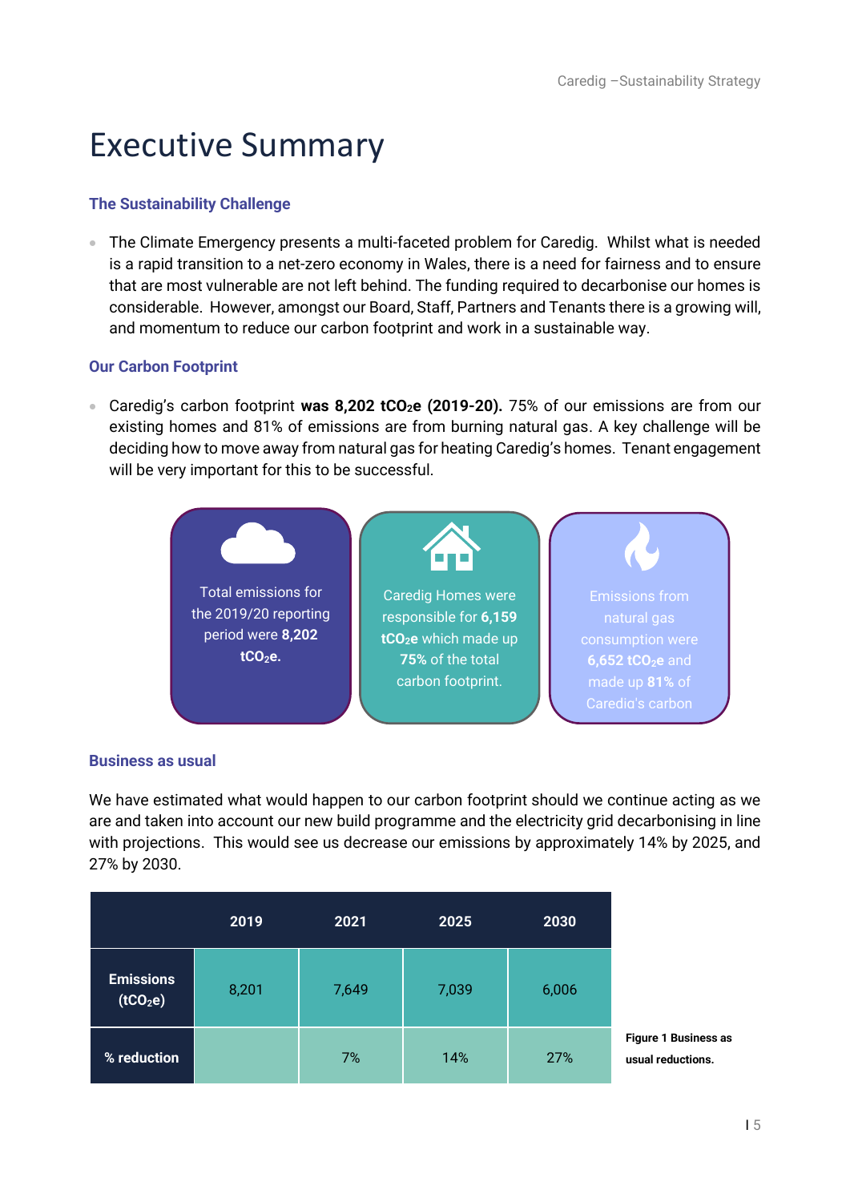# Executive Summary

### The Sustainability Challenge

- The Climate Emergency presents a multi-faceted problem for Caredig. Whilst what is needed is a rapid transition to a net-zero economy in Wales, there is a need for fairness and to ensure that are most vulnerable are not left behind. The funding required to decarbonise our homes is considerable. However, amongst our Board, Staff, Partners and Tenants there is a growing will, and momentum to reduce our carbon footprint and work in a sustainable way.

### Our Carbon Footprint

- Caredig's carbon footprint **was 8,202 $tCO_2e$ (2019-20).** 75% of our emissions are from our existing homes and 81% of emissions are from burning natural gas. A key challenge will be deciding how to move away from natural gas for heating Caredig's homes. Tenant engagement will be very important for this to be successful.

Total emissions for the 2019/20 reporting period were **8,202 $tCO_2e$.**

Caredig Homes were responsible for **6,159 $tCO_2e$** which made up **75%** of the total carbon footprint.

Emissions from natural gas consumption were **6,652 $tCO_2e$** and made up **81%** of Caredig's carbon

### Business as usual

We have estimated what would happen to our carbon footprint should we continue acting as we are and taken into account our new build programme and the electricity grid decarbonising in line with projections. This would see us decrease our emissions by approximately 14% by 2025, and 27% by 2030.

| | 2019 | 2021 | 2025 | 2030 |
|---|---|---|---|---|
| **Emissions ($tCO_2e$)** | 8,201 | 7,649 | 7,039 | 6,006 |
| **% reduction** | | 7% | 14% | 27% |

**Figure 1 Business as usual reductions.**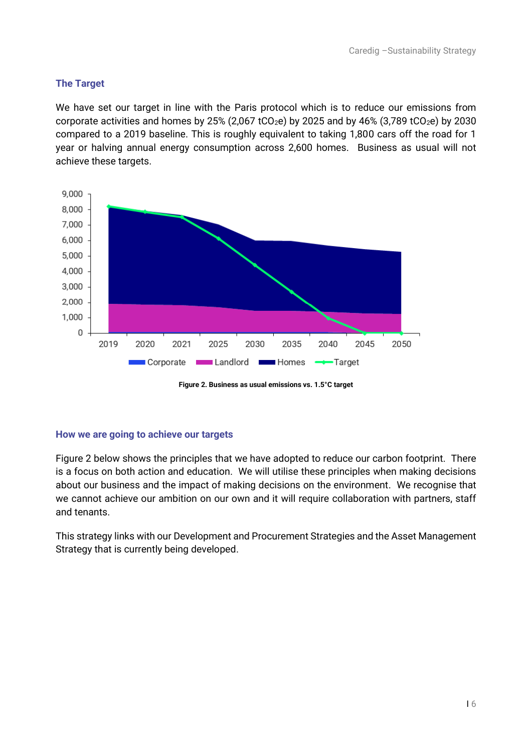## The Target

We have set our target in line with the Paris protocol which is to reduce our emissions from corporate activities and homes by 25% (2,067 $tCO_2e$) by 2025 and by 46% (3,789 $tCO_2e$) by 2030 compared to a 2019 baseline. This is roughly equivalent to taking 1,800 cars off the road for 1 year or halving annual energy consumption across 2,600 homes. Business as usual will not achieve these targets.

**Figure 2. Business as usual emissions vs. 1.5°C target**

## How we are going to achieve our targets

Figure 2 below shows the principles that we have adopted to reduce our carbon footprint. There is a focus on both action and education. We will utilise these principles when making decisions about our business and the impact of making decisions on the environment. We recognise that we cannot achieve our ambition on our own and it will require collaboration with partners, staff and tenants.

This strategy links with our Development and Procurement Strategies and the Asset Management Strategy that is currently being developed.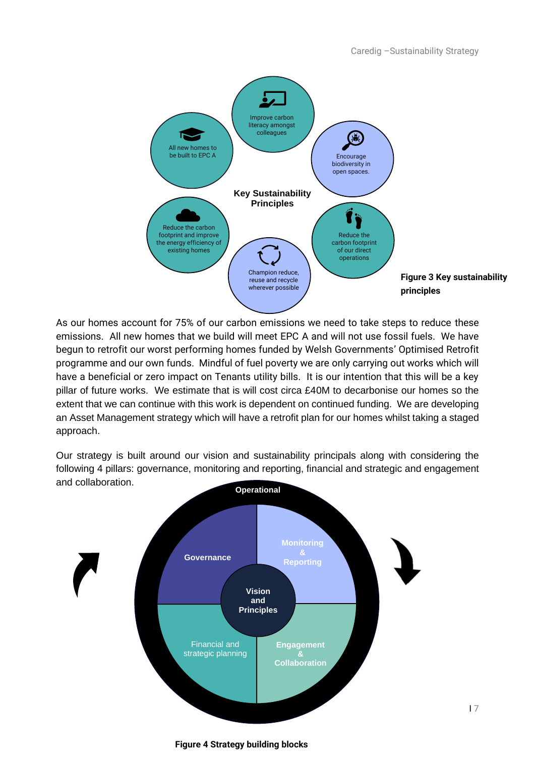Key Sustainability Principles

- Improve carbon literacy amongst colleagues
- Encourage biodiversity in open spaces.
- Reduce the carbon footprint of our direct operations
- Champion reduce, reuse and recycle wherever possible
- Reduce the carbon footprint and improve the energy efficiency of existing homes
- All new homes to be built to EPC A

**Figure 3 Key sustainability principles**

As our homes account for 75% of our carbon emissions we need to take steps to reduce these emissions. All new homes that we build will meet EPC A and will not use fossil fuels. We have begun to retrofit our worst performing homes funded by Welsh Governments' Optimised Retrofit programme and our own funds. Mindful of fuel poverty we are only carrying out works which will have a beneficial or zero impact on Tenants utility bills. It is our intention that this will be a key pillar of future works. We estimate that is will cost circa £40M to decarbonise our homes so the extent that we can continue with this work is dependent on continued funding. We are developing an Asset Management strategy which will have a retrofit plan for our homes whilst taking a staged approach.

Our strategy is built around our vision and sustainability principals along with considering the following 4 pillars: governance, monitoring and reporting, financial and strategic and engagement and collaboration.

Operational

- Governance
- Monitoring & Reporting
- Engagement & Collaboration
- Financial and strategic planning

Vision and Principles

**Figure 4 Strategy building blocks**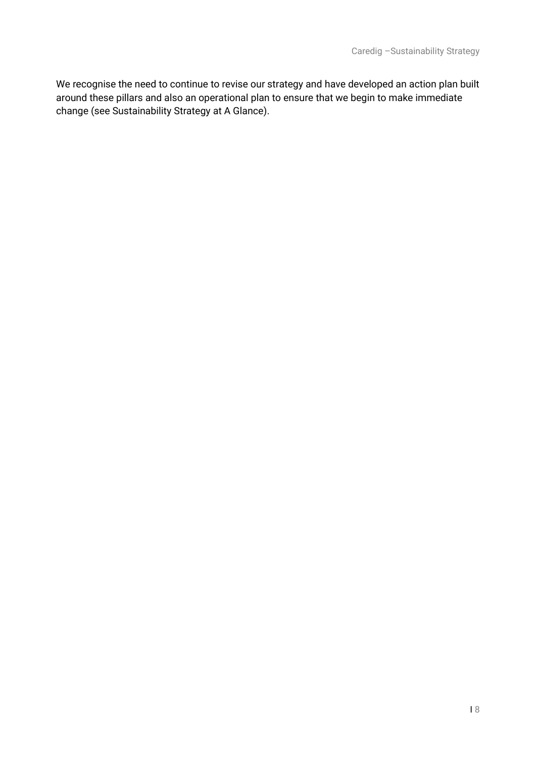We recognise the need to continue to revise our strategy and have developed an action plan built around these pillars and also an operational plan to ensure that we begin to make immediate change (see Sustainability Strategy at A Glance).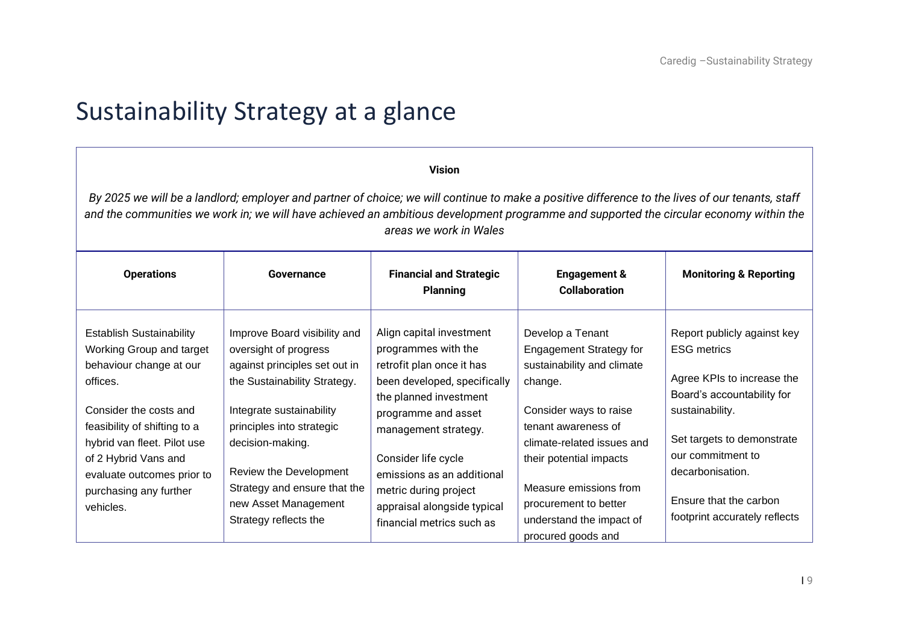# Sustainability Strategy at a glance

**Vision**

*By 2025 we will be a landlord; employer and partner of choice; we will continue to make a positive difference to the lives of our tenants, staff and the communities we work in; we will have achieved an ambitious development programme and supported the circular economy within the areas we work in Wales*

| Operations | Governance | Financial and Strategic Planning | Engagement & Collaboration | Monitoring & Reporting |
|---|---|---|---|---|
| Establish Sustainability Working Group and target behaviour change at our offices.<br><br>Consider the costs and feasibility of shifting to a hybrid van fleet. Pilot use of 2 Hybrid Vans and evaluate outcomes prior to purchasing any further vehicles. | Improve Board visibility and oversight of progress against principles set out in the Sustainability Strategy.<br><br>Integrate sustainability principles into strategic decision-making.<br><br>Review the Development Strategy and ensure that the new Asset Management Strategy reflects the | Align capital investment programmes with the retrofit plan once it has been developed, specifically the planned investment programme and asset management strategy.<br><br>Consider life cycle emissions as an additional metric during project appraisal alongside typical financial metrics such as | Develop a Tenant Engagement Strategy for sustainability and climate change.<br><br>Consider ways to raise tenant awareness of climate-related issues and their potential impacts<br><br>Measure emissions from procurement to better understand the impact of procured goods and | Report publicly against key ESG metrics<br><br>Agree KPIs to increase the Board's accountability for sustainability.<br><br>Set targets to demonstrate our commitment to decarbonisation.<br><br>Ensure that the carbon footprint accurately reflects |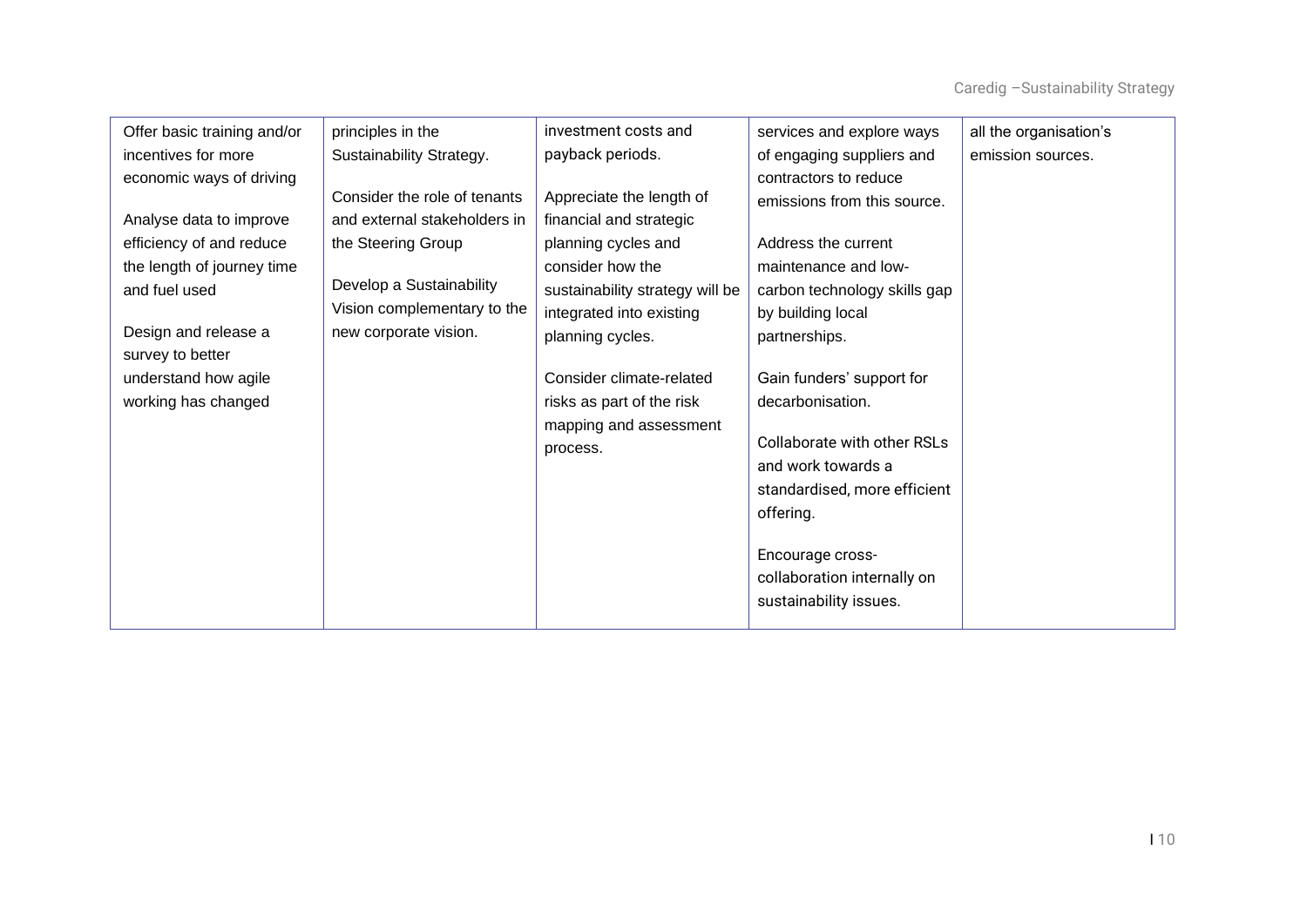| | | | | |
|---|---|---|---|---|
| Offer basic training and/or incentives for more economic ways of driving<br><br>Analyse data to improve efficiency of and reduce the length of journey time and fuel used<br><br>Design and release a survey to better understand how agile working has changed | principles in the Sustainability Strategy.<br><br>Consider the role of tenants and external stakeholders in the Steering Group<br><br>Develop a Sustainability Vision complementary to the new corporate vision. | investment costs and payback periods.<br><br>Appreciate the length of financial and strategic planning cycles and consider how the sustainability strategy will be integrated into existing planning cycles.<br><br>Consider climate-related risks as part of the risk mapping and assessment process. | services and explore ways of engaging suppliers and contractors to reduce emissions from this source.<br><br>Address the current maintenance and low-carbon technology skills gap by building local partnerships.<br><br>Gain funders' support for decarbonisation.<br><br>Collaborate with other RSLs and work towards a standardised, more efficient offering.<br><br>Encourage cross-collaboration internally on sustainability issues. | all the organisation's emission sources. |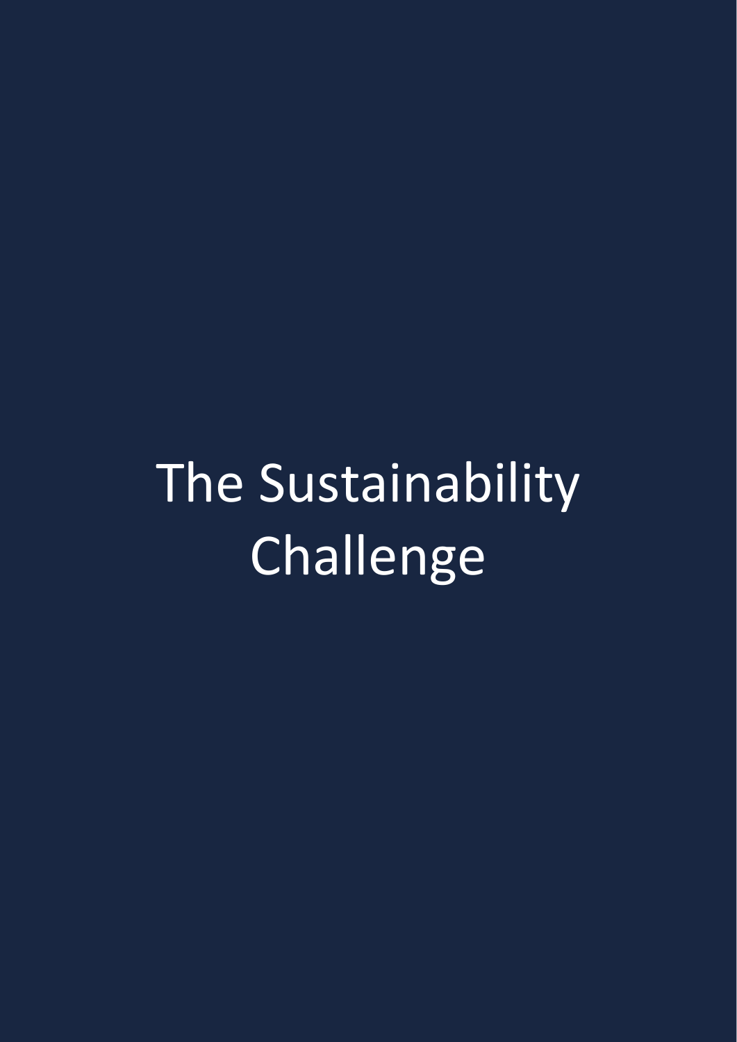# The Sustainability Challenge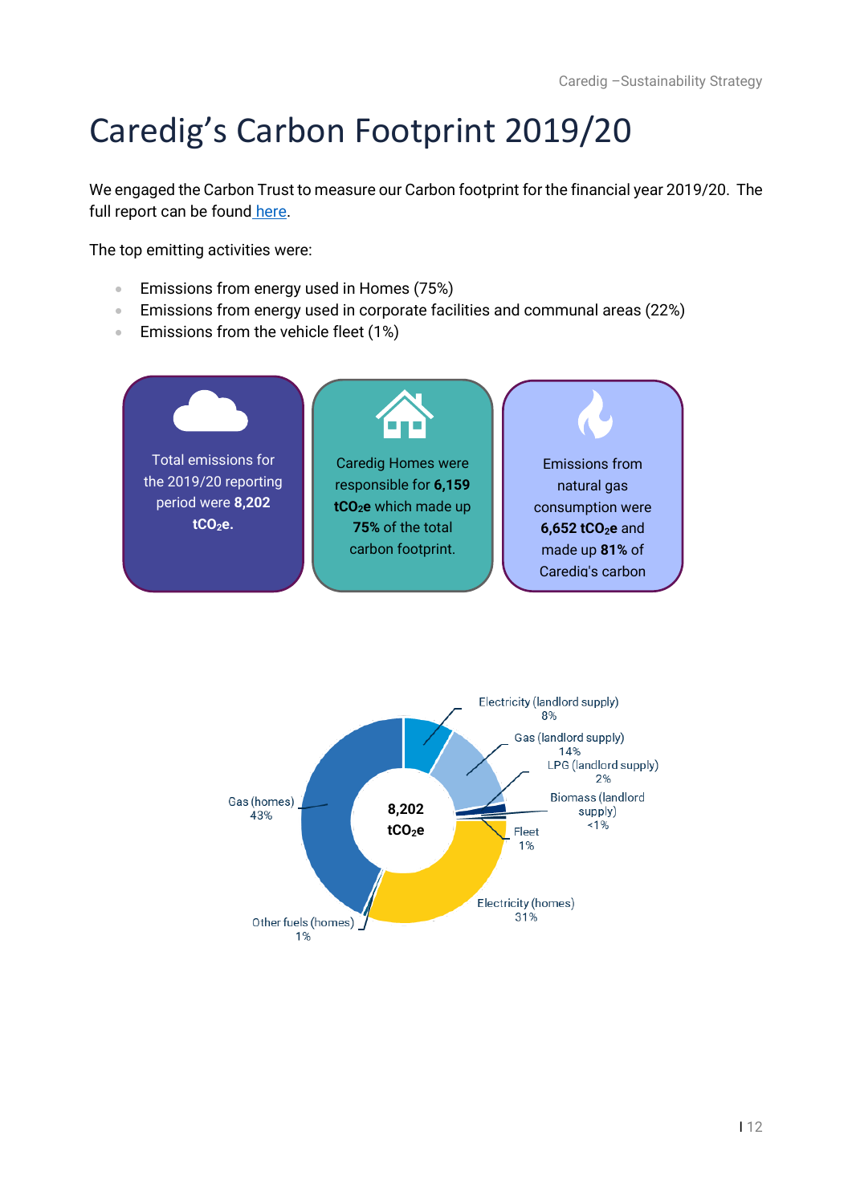# Caredig's Carbon Footprint 2019/20

We engaged the Carbon Trust to measure our Carbon footprint for the financial year 2019/20. The full report can be found here.

The top emitting activities were:

- Emissions from energy used in Homes (75%)
- Emissions from energy used in corporate facilities and communal areas (22%)
- Emissions from the vehicle fleet (1%)

Total emissions for the 2019/20 reporting period were **8,202 $tCO_2e$.**

Caredig Homes were responsible for **6,159 $tCO_2e$** which made up **75%** of the total carbon footprint.

Emissions from natural gas consumption were **6,652 $tCO_2e$** and made up **81%** of Caredig's carbon

8,202 $tCO_2e$

- Electricity (landlord supply) 8%
- Gas (landlord supply) 14%
- LPG (landlord supply) 2%
- Biomass (landlord supply) <1%
- Fleet 1%
- Electricity (homes) 31%
- Other fuels (homes) 1%
- Gas (homes) 43%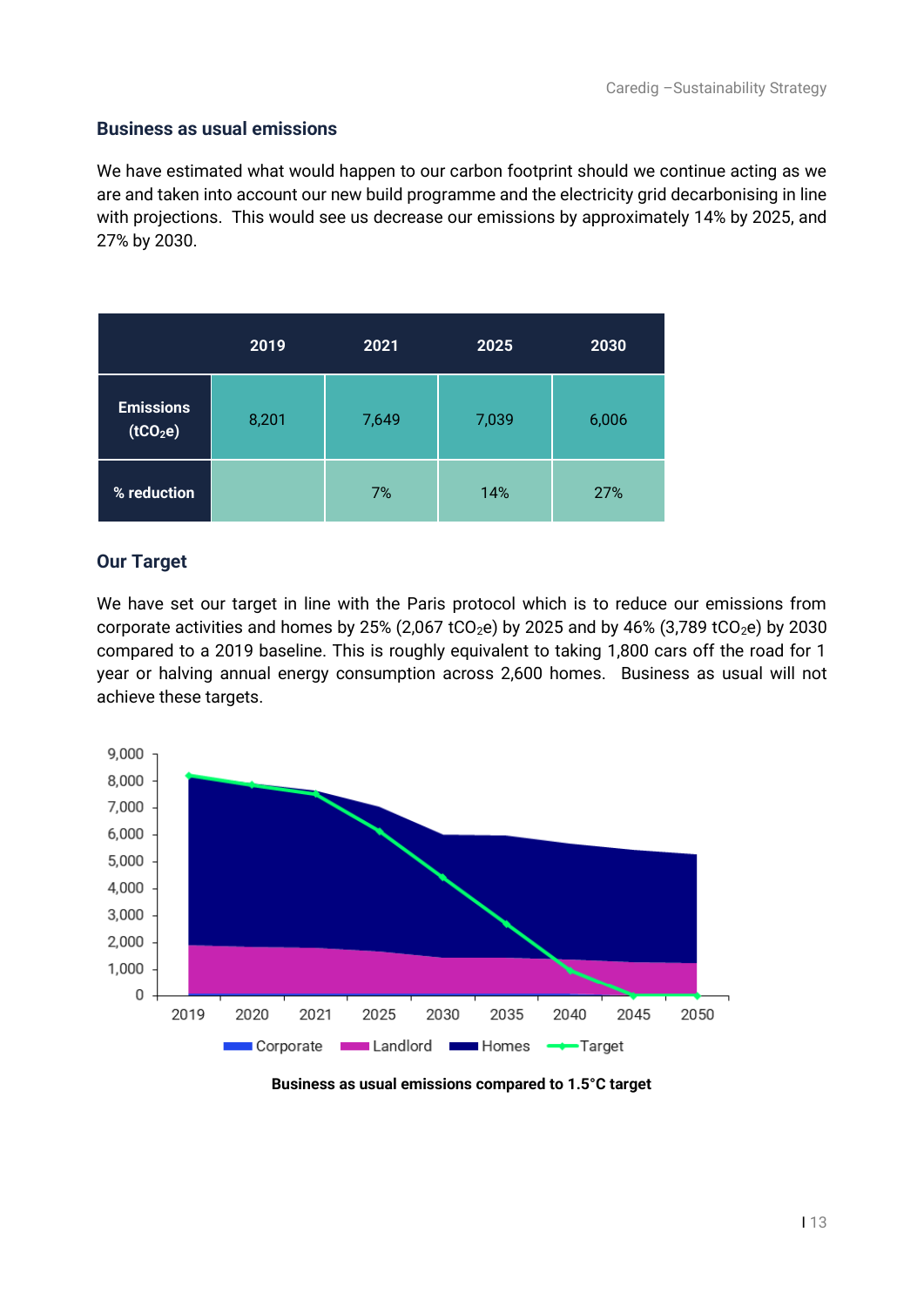## Business as usual emissions

We have estimated what would happen to our carbon footprint should we continue acting as we are and taken into account our new build programme and the electricity grid decarbonising in line with projections. This would see us decrease our emissions by approximately 14% by 2025, and 27% by 2030.

| | 2019 | 2021 | 2025 | 2030 |
|---|---|---|---|---|
| Emissions ($tCO_2e$) | 8,201 | 7,649 | 7,039 | 6,006 |
| % reduction | | 7% | 14% | 27% |

## Our Target

We have set our target in line with the Paris protocol which is to reduce our emissions from corporate activities and homes by 25% (2,067 $tCO_2e$) by 2025 and by 46% (3,789 $tCO_2e$) by 2030 compared to a 2019 baseline. This is roughly equivalent to taking 1,800 cars off the road for 1 year or halving annual energy consumption across 2,600 homes. Business as usual will not achieve these targets.

**Business as usual emissions compared to 1.5°C target**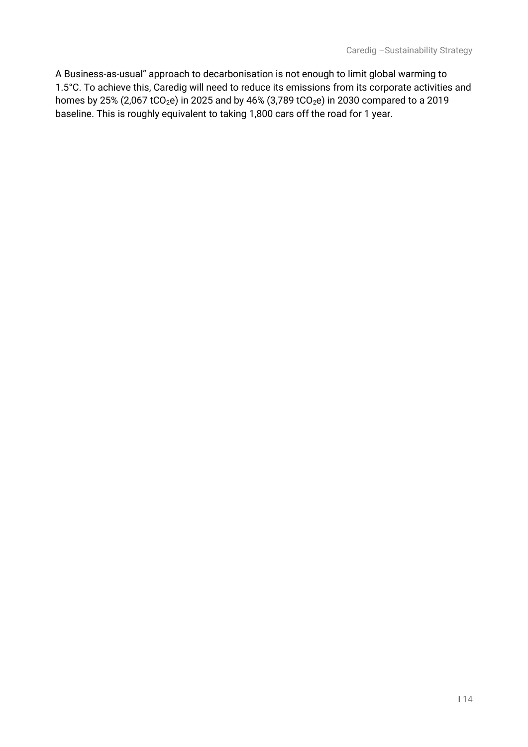A Business-as-usual" approach to decarbonisation is not enough to limit global warming to 1.5°C. To achieve this, Caredig will need to reduce its emissions from its corporate activities and homes by 25% (2,067 $tCO_2e$) in 2025 and by 46% (3,789 $tCO_2e$) in 2030 compared to a 2019 baseline. This is roughly equivalent to taking 1,800 cars off the road for 1 year.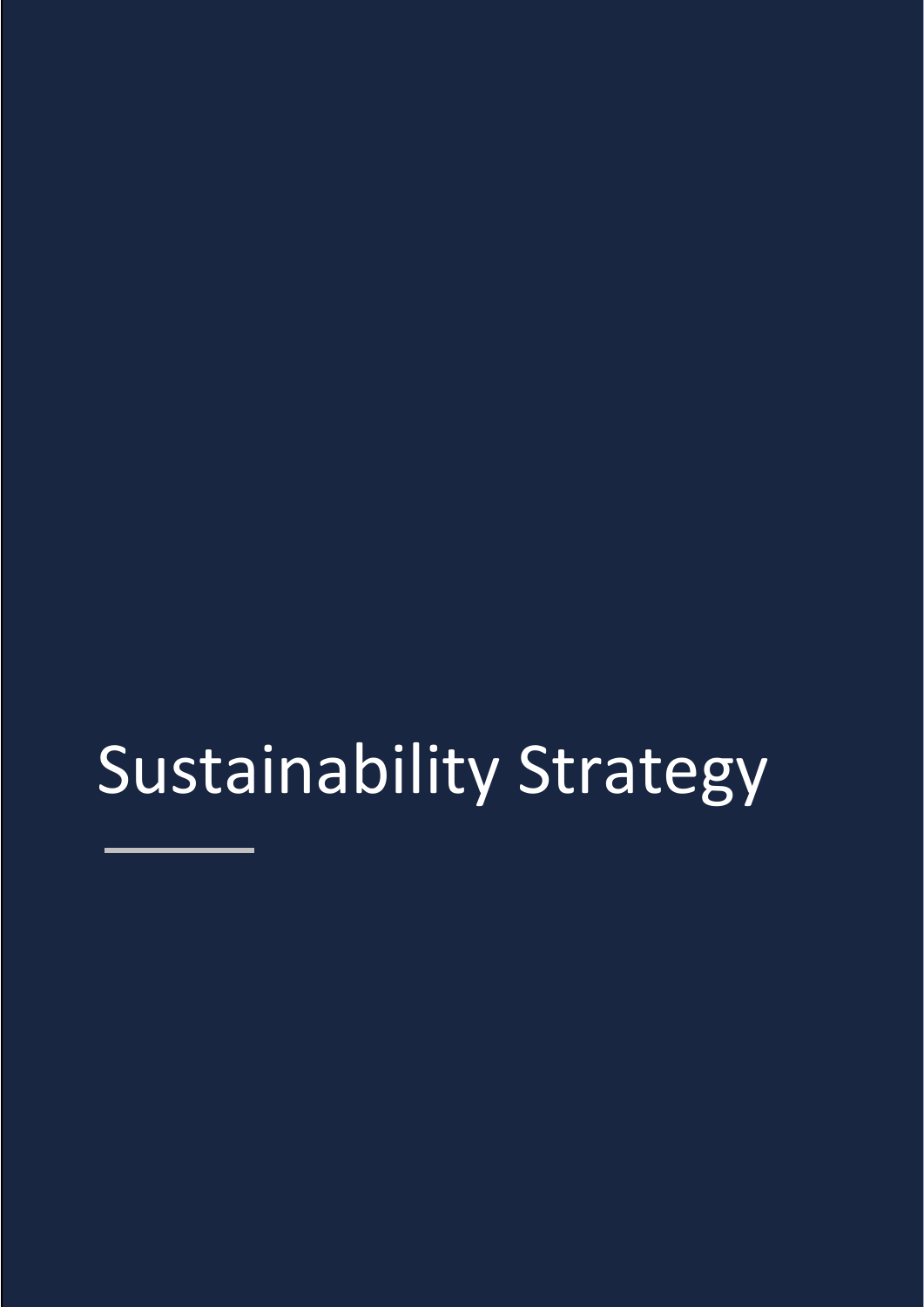# Sustainability Strategy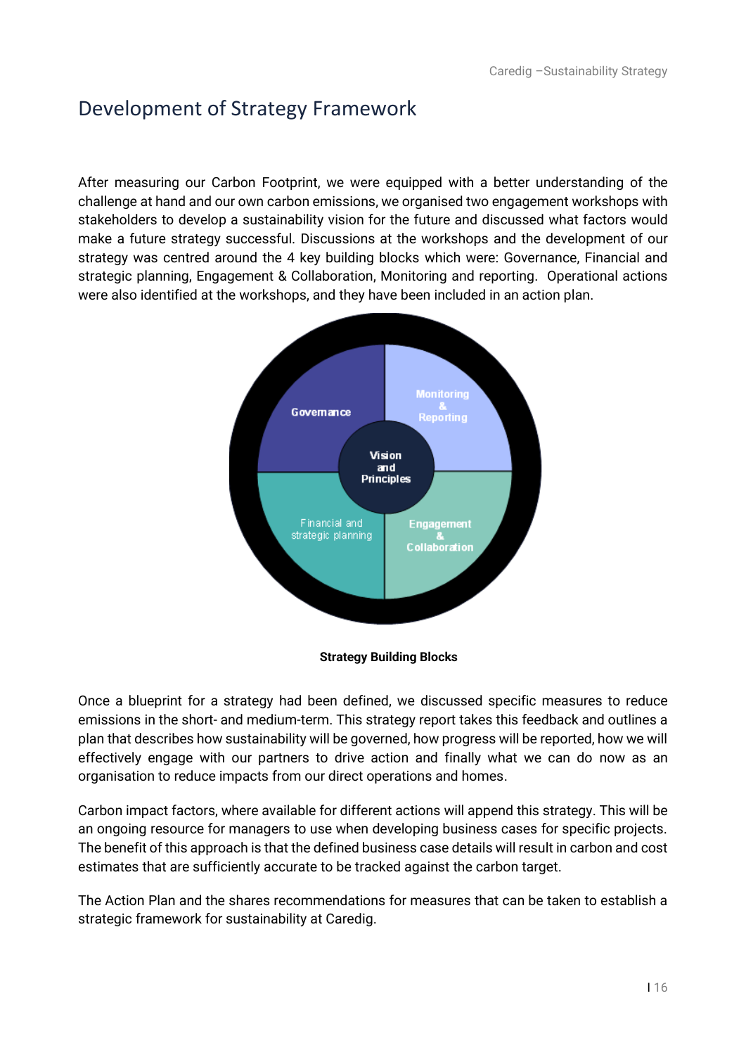# Development of Strategy Framework

After measuring our Carbon Footprint, we were equipped with a better understanding of the challenge at hand and our own carbon emissions, we organised two engagement workshops with stakeholders to develop a sustainability vision for the future and discussed what factors would make a future strategy successful. Discussions at the workshops and the development of our strategy was centred around the 4 key building blocks which were: Governance, Financial and strategic planning, Engagement & Collaboration, Monitoring and reporting. Operational actions were also identified at the workshops, and they have been included in an action plan.

Governance

Monitoring & Reporting

Vision and Principles

Financial and strategic planning

Engagement & Collaboration

**Strategy Building Blocks**

Once a blueprint for a strategy had been defined, we discussed specific measures to reduce emissions in the short- and medium-term. This strategy report takes this feedback and outlines a plan that describes how sustainability will be governed, how progress will be reported, how we will effectively engage with our partners to drive action and finally what we can do now as an organisation to reduce impacts from our direct operations and homes.

Carbon impact factors, where available for different actions will append this strategy. This will be an ongoing resource for managers to use when developing business cases for specific projects. The benefit of this approach is that the defined business case details will result in carbon and cost estimates that are sufficiently accurate to be tracked against the carbon target.

The Action Plan and the shares recommendations for measures that can be taken to establish a strategic framework for sustainability at Caredig.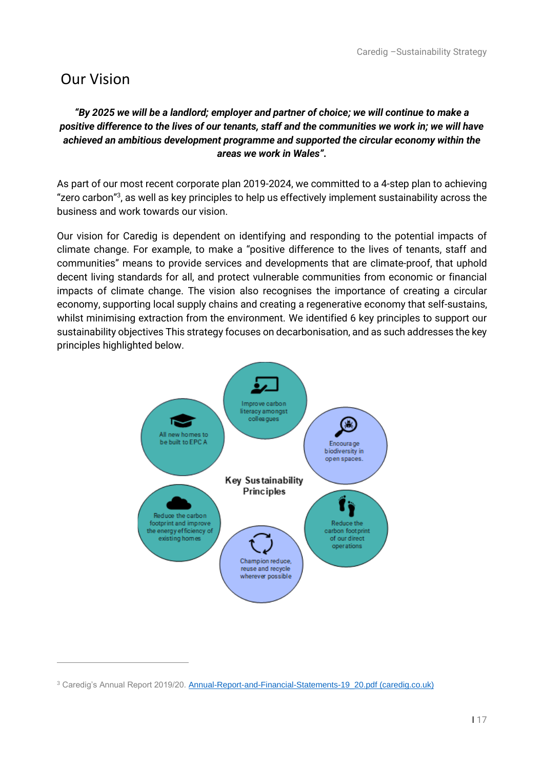# Our Vision

***"By 2025 we will be a landlord; employer and partner of choice; we will continue to make a positive difference to the lives of our tenants, staff and the communities we work in; we will have achieved an ambitious development programme and supported the circular economy within the areas we work in Wales".***

As part of our most recent corporate plan 2019-2024, we committed to a 4-step plan to achieving "zero carbon"[3], as well as key principles to help us effectively implement sustainability across the business and work towards our vision.

Our vision for Caredig is dependent on identifying and responding to the potential impacts of climate change. For example, to make a "positive difference to the lives of tenants, staff and communities" means to provide services and developments that are climate-proof, that uphold decent living standards for all, and protect vulnerable communities from economic or financial impacts of climate change. The vision also recognises the importance of creating a circular economy, supporting local supply chains and creating a regenerative economy that self-sustains, whilst minimising extraction from the environment. We identified 6 key principles to support our sustainability objectives This strategy focuses on decarbonisation, and as such addresses the key principles highlighted below.

**Key Sustainability Principles**

- Improve carbon literacy amongst colleagues
- Encourage biodiversity in open spaces.
- Reduce the carbon footprint of our direct operations
- Champion reduce, reuse and recycle wherever possible
- Reduce the carbon footprint and improve the energy efficiency of existing homes
- All new homes to be built to EPC A

---

[3] Caredig's Annual Report 2019/20. [Annual-Report-and-Financial-Statements-19_20.pdf (caredig.co.uk)](Annual-Report-and-Financial-Statements-19_20.pdf)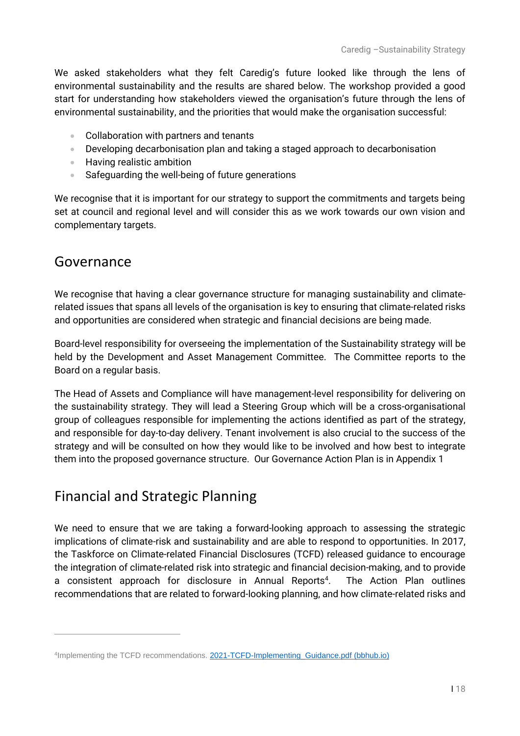We asked stakeholders what they felt Caredig's future looked like through the lens of environmental sustainability and the results are shared below. The workshop provided a good start for understanding how stakeholders viewed the organisation's future through the lens of environmental sustainability, and the priorities that would make the organisation successful:

- Collaboration with partners and tenants
- Developing decarbonisation plan and taking a staged approach to decarbonisation
- Having realistic ambition
- Safeguarding the well-being of future generations

We recognise that it is important for our strategy to support the commitments and targets being set at council and regional level and will consider this as we work towards our own vision and complementary targets.

## Governance

We recognise that having a clear governance structure for managing sustainability and climate-related issues that spans all levels of the organisation is key to ensuring that climate-related risks and opportunities are considered when strategic and financial decisions are being made.

Board-level responsibility for overseeing the implementation of the Sustainability strategy will be held by the Development and Asset Management Committee. The Committee reports to the Board on a regular basis.

The Head of Assets and Compliance will have management-level responsibility for delivering on the sustainability strategy. They will lead a Steering Group which will be a cross-organisational group of colleagues responsible for implementing the actions identified as part of the strategy, and responsible for day-to-day delivery. Tenant involvement is also crucial to the success of the strategy and will be consulted on how they would like to be involved and how best to integrate them into the proposed governance structure. Our Governance Action Plan is in Appendix 1

## Financial and Strategic Planning

We need to ensure that we are taking a forward-looking approach to assessing the strategic implications of climate-risk and sustainability and are able to respond to opportunities. In 2017, the Taskforce on Climate-related Financial Disclosures (TCFD) released guidance to encourage the integration of climate-related risk into strategic and financial decision-making, and to provide a consistent approach for disclosure in Annual Reports[4]. The Action Plan outlines recommendations that are related to forward-looking planning, and how climate-related risks and

[4]Implementing the TCFD recommendations. [2021-TCFD-Implementing_Guidance.pdf (bbhub.io)]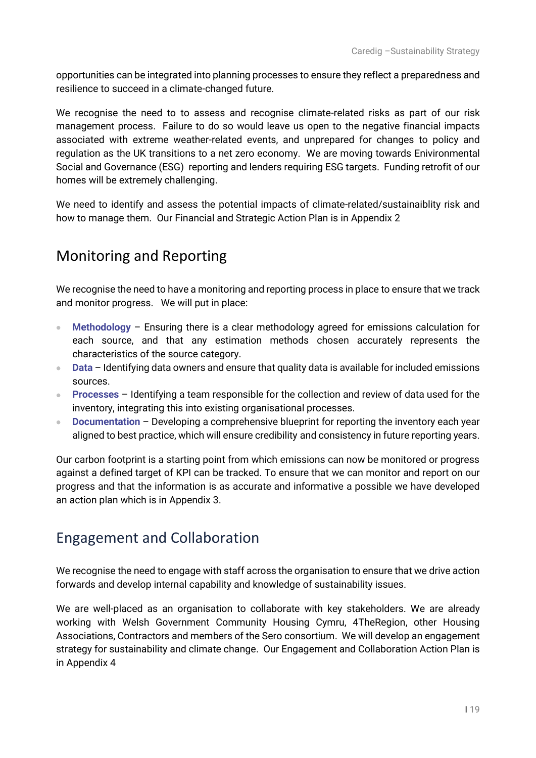opportunities can be integrated into planning processes to ensure they reflect a preparedness and resilience to succeed in a climate-changed future.

We recognise the need to to assess and recognise climate-related risks as part of our risk management process. Failure to do so would leave us open to the negative financial impacts associated with extreme weather-related events, and unprepared for changes to policy and regulation as the UK transitions to a net zero economy. We are moving towards Enivironmental Social and Governance (ESG) reporting and lenders requiring ESG targets. Funding retrofit of our homes will be extremely challenging.

We need to identify and assess the potential impacts of climate-related/sustainaiblity risk and how to manage them. Our Financial and Strategic Action Plan is in Appendix 2

## Monitoring and Reporting

We recognise the need to have a monitoring and reporting process in place to ensure that we track and monitor progress. We will put in place:

- **Methodology** – Ensuring there is a clear methodology agreed for emissions calculation for each source, and that any estimation methods chosen accurately represents the characteristics of the source category.
- **Data** – Identifying data owners and ensure that quality data is available for included emissions sources.
- **Processes** – Identifying a team responsible for the collection and review of data used for the inventory, integrating this into existing organisational processes.
- **Documentation** – Developing a comprehensive blueprint for reporting the inventory each year aligned to best practice, which will ensure credibility and consistency in future reporting years.

Our carbon footprint is a starting point from which emissions can now be monitored or progress against a defined target of KPI can be tracked. To ensure that we can monitor and report on our progress and that the information is as accurate and informative a possible we have developed an action plan which is in Appendix 3.

## Engagement and Collaboration

We recognise the need to engage with staff across the organisation to ensure that we drive action forwards and develop internal capability and knowledge of sustainability issues.

We are well-placed as an organisation to collaborate with key stakeholders. We are already working with Welsh Government Community Housing Cymru, 4TheRegion, other Housing Associations, Contractors and members of the Sero consortium. We will develop an engagement strategy for sustainability and climate change. Our Engagement and Collaboration Action Plan is in Appendix 4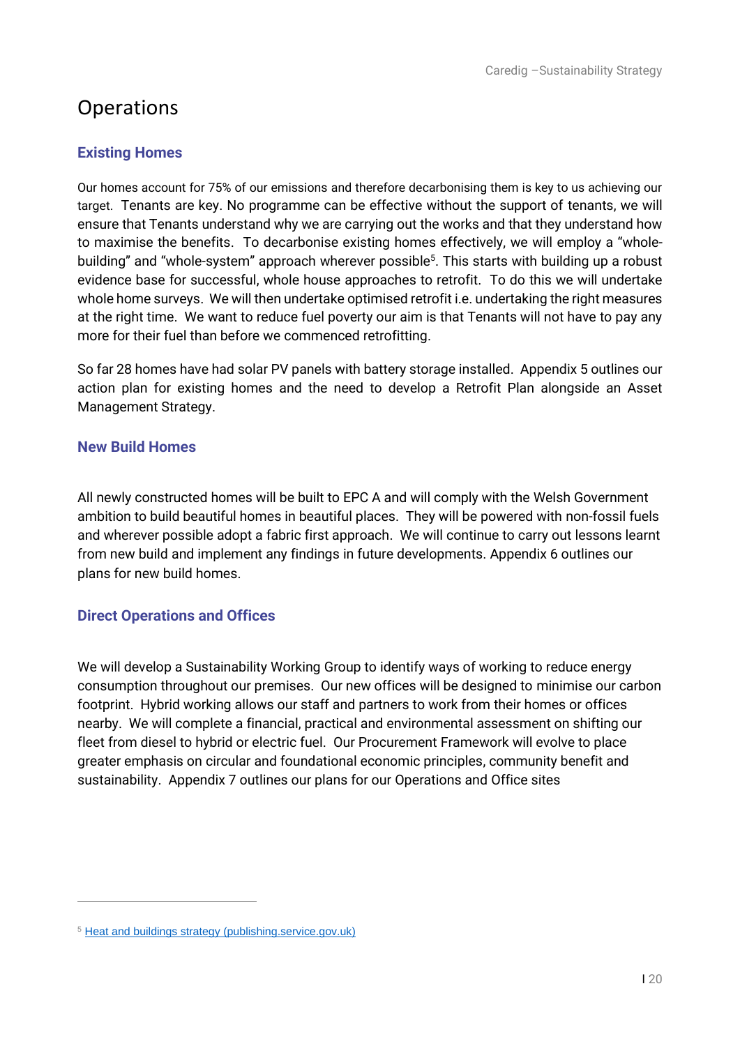# Operations

## Existing Homes

Our homes account for 75% of our emissions and therefore decarbonising them is key to us achieving our target. Tenants are key. No programme can be effective without the support of tenants, we will ensure that Tenants understand why we are carrying out the works and that they understand how to maximise the benefits. To decarbonise existing homes effectively, we will employ a "whole-building" and "whole-system" approach wherever possible[5]. This starts with building up a robust evidence base for successful, whole house approaches to retrofit. To do this we will undertake whole home surveys. We will then undertake optimised retrofit i.e. undertaking the right measures at the right time. We want to reduce fuel poverty our aim is that Tenants will not have to pay any more for their fuel than before we commenced retrofitting.

So far 28 homes have had solar PV panels with battery storage installed. Appendix 5 outlines our action plan for existing homes and the need to develop a Retrofit Plan alongside an Asset Management Strategy.

## New Build Homes

All newly constructed homes will be built to EPC A and will comply with the Welsh Government ambition to build beautiful homes in beautiful places. They will be powered with non-fossil fuels and wherever possible adopt a fabric first approach. We will continue to carry out lessons learnt from new build and implement any findings in future developments. Appendix 6 outlines our plans for new build homes.

## Direct Operations and Offices

We will develop a Sustainability Working Group to identify ways of working to reduce energy consumption throughout our premises. Our new offices will be designed to minimise our carbon footprint. Hybrid working allows our staff and partners to work from their homes or offices nearby. We will complete a financial, practical and environmental assessment on shifting our fleet from diesel to hybrid or electric fuel. Our Procurement Framework will evolve to place greater emphasis on circular and foundational economic principles, community benefit and sustainability. Appendix 7 outlines our plans for our Operations and Office sites

---

[5] Heat and buildings strategy (publishing.service.gov.uk)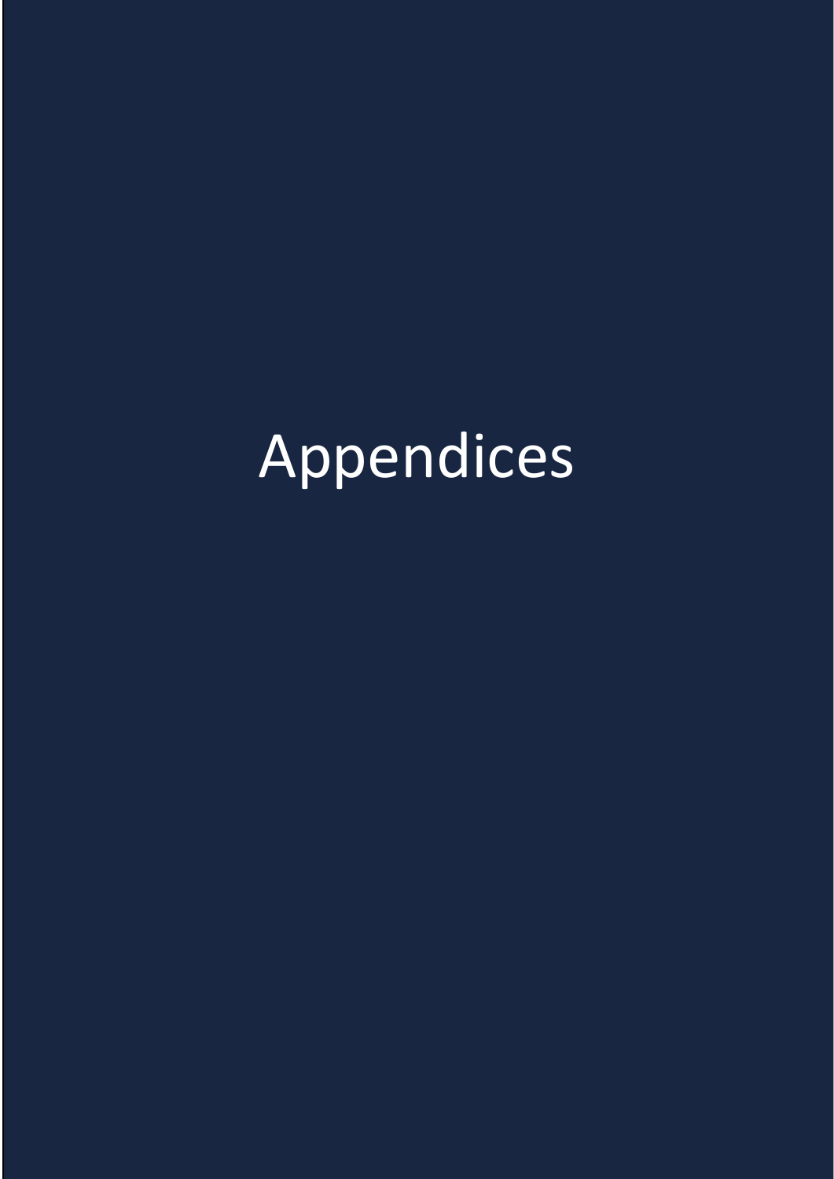# Appendices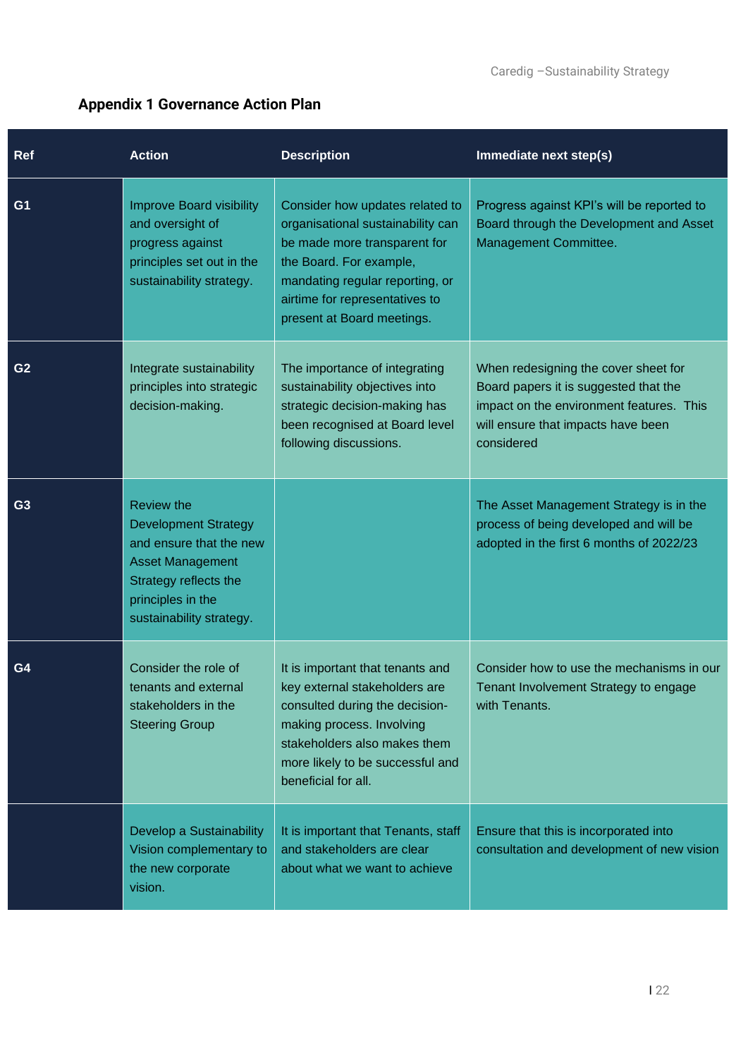## Appendix 1 Governance Action Plan

| Ref | Action | Description | Immediate next step(s) |
|---|---|---|---|
| G1 | Improve Board visibility and oversight of progress against principles set out in the sustainability strategy. | Consider how updates related to organisational sustainability can be made more transparent for the Board. For example, mandating regular reporting, or airtime for representatives to present at Board meetings. | Progress against KPI's will be reported to Board through the Development and Asset Management Committee. |
| G2 | Integrate sustainability principles into strategic decision-making. | The importance of integrating sustainability objectives into strategic decision-making has been recognised at Board level following discussions. | When redesigning the cover sheet for Board papers it is suggested that the impact on the environment features. This will ensure that impacts have been considered |
| G3 | Review the Development Strategy and ensure that the new Asset Management Strategy reflects the principles in the sustainability strategy. | | The Asset Management Strategy is in the process of being developed and will be adopted in the first 6 months of 2022/23 |
| G4 | Consider the role of tenants and external stakeholders in the Steering Group | It is important that tenants and key external stakeholders are consulted during the decision-making process. Involving stakeholders also makes them more likely to be successful and beneficial for all. | Consider how to use the mechanisms in our Tenant Involvement Strategy to engage with Tenants. |
| | Develop a Sustainability Vision complementary to the new corporate vision. | It is important that Tenants, staff and stakeholders are clear about what we want to achieve | Ensure that this is incorporated into consultation and development of new vision |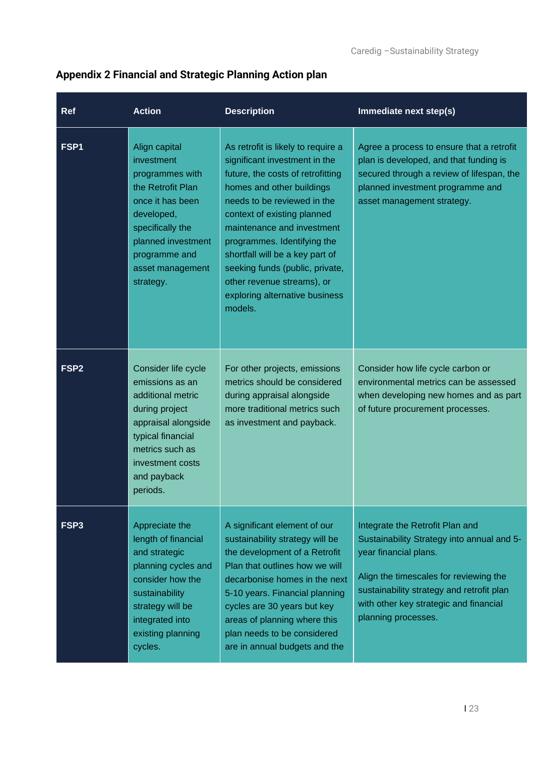## Appendix 2 Financial and Strategic Planning Action plan

| Ref | Action | Description | Immediate next step(s) |
|---|---|---|---|
| **FSP1** | Align capital investment programmes with the Retrofit Plan once it has been developed, specifically the planned investment programme and asset management strategy. | As retrofit is likely to require a significant investment in the future, the costs of retrofitting homes and other buildings needs to be reviewed in the context of existing planned maintenance and investment programmes. Identifying the shortfall will be a key part of seeking funds (public, private, other revenue streams), or exploring alternative business models. | Agree a process to ensure that a retrofit plan is developed, and that funding is secured through a review of lifespan, the planned investment programme and asset management strategy. |
| **FSP2** | Consider life cycle emissions as an additional metric during project appraisal alongside typical financial metrics such as investment costs and payback periods. | For other projects, emissions metrics should be considered during appraisal alongside more traditional metrics such as investment and payback. | Consider how life cycle carbon or environmental metrics can be assessed when developing new homes and as part of future procurement processes. |
| **FSP3** | Appreciate the length of financial and strategic planning cycles and consider how the sustainability strategy will be integrated into existing planning cycles. | A significant element of our sustainability strategy will be the development of a Retrofit Plan that outlines how we will decarbonise homes in the next 5-10 years. Financial planning cycles are 30 years but key areas of planning where this plan needs to be considered are in annual budgets and the | Integrate the Retrofit Plan and Sustainability Strategy into annual and 5-year financial plans.<br><br>Align the timescales for reviewing the sustainability strategy and retrofit plan with other key strategic and financial planning processes. |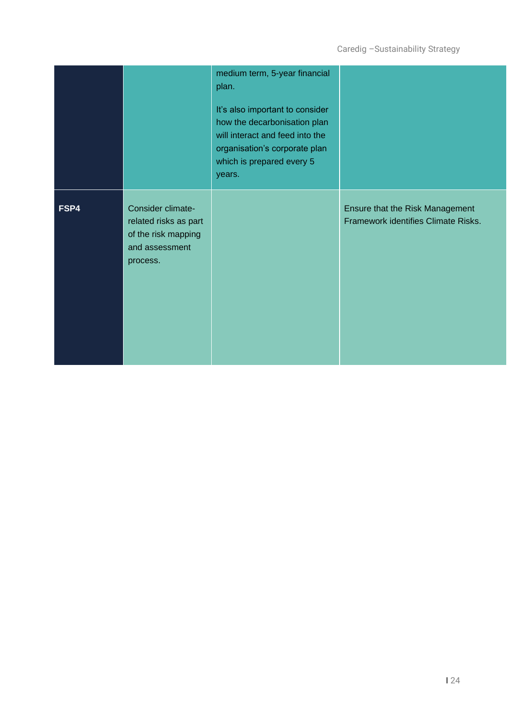| | | | |
|---|---|---|---|
| | | medium term, 5-year financial plan.<br><br>It's also important to consider how the decarbonisation plan will interact and feed into the organisation's corporate plan which is prepared every 5 years. | |
| **FSP4** | Consider climate-related risks as part of the risk mapping and assessment process. | | Ensure that the Risk Management Framework identifies Climate Risks. |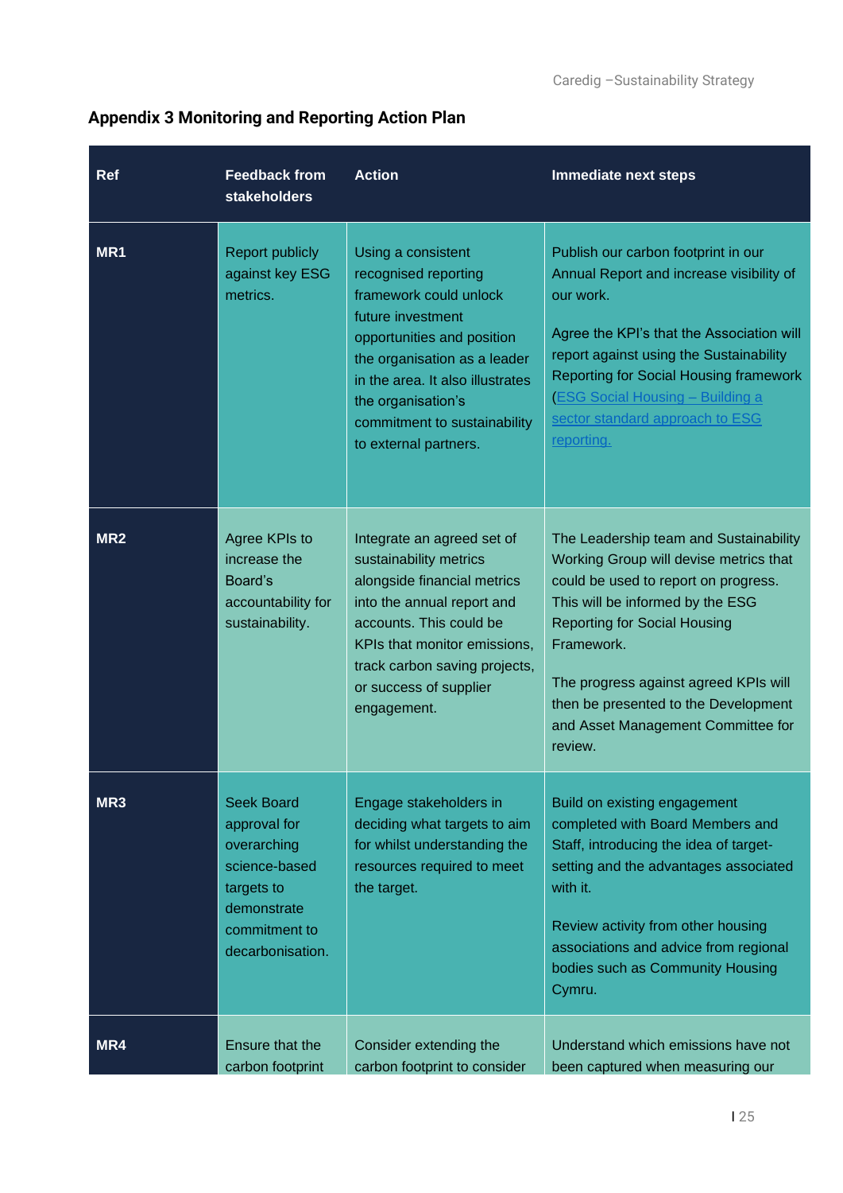## Appendix 3 Monitoring and Reporting Action Plan

| Ref | Feedback from stakeholders | Action | Immediate next steps |
|---|---|---|---|
| MR1 | Report publicly against key ESG metrics. | Using a consistent recognised reporting framework could unlock future investment opportunities and position the organisation as a leader in the area. It also illustrates the organisation's commitment to sustainability to external partners. | Publish our carbon footprint in our Annual Report and increase visibility of our work.<br><br>Agree the KPI's that the Association will report against using the Sustainability Reporting for Social Housing framework ([ESG Social Housing – Building a sector standard approach to ESG reporting.]()) |
| MR2 | Agree KPIs to increase the Board's accountability for sustainability. | Integrate an agreed set of sustainability metrics alongside financial metrics into the annual report and accounts. This could be KPIs that monitor emissions, track carbon saving projects, or success of supplier engagement. | The Leadership team and Sustainability Working Group will devise metrics that could be used to report on progress. This will be informed by the ESG Reporting for Social Housing Framework.<br><br>The progress against agreed KPIs will then be presented to the Development and Asset Management Committee for review. |
| MR3 | Seek Board approval for overarching science-based targets to demonstrate commitment to decarbonisation. | Engage stakeholders in deciding what targets to aim for whilst understanding the resources required to meet the target. | Build on existing engagement completed with Board Members and Staff, introducing the idea of target-setting and the advantages associated with it.<br><br>Review activity from other housing associations and advice from regional bodies such as Community Housing Cymru. |
| MR4 | Ensure that the carbon footprint | Consider extending the carbon footprint to consider | Understand which emissions have not been captured when measuring our |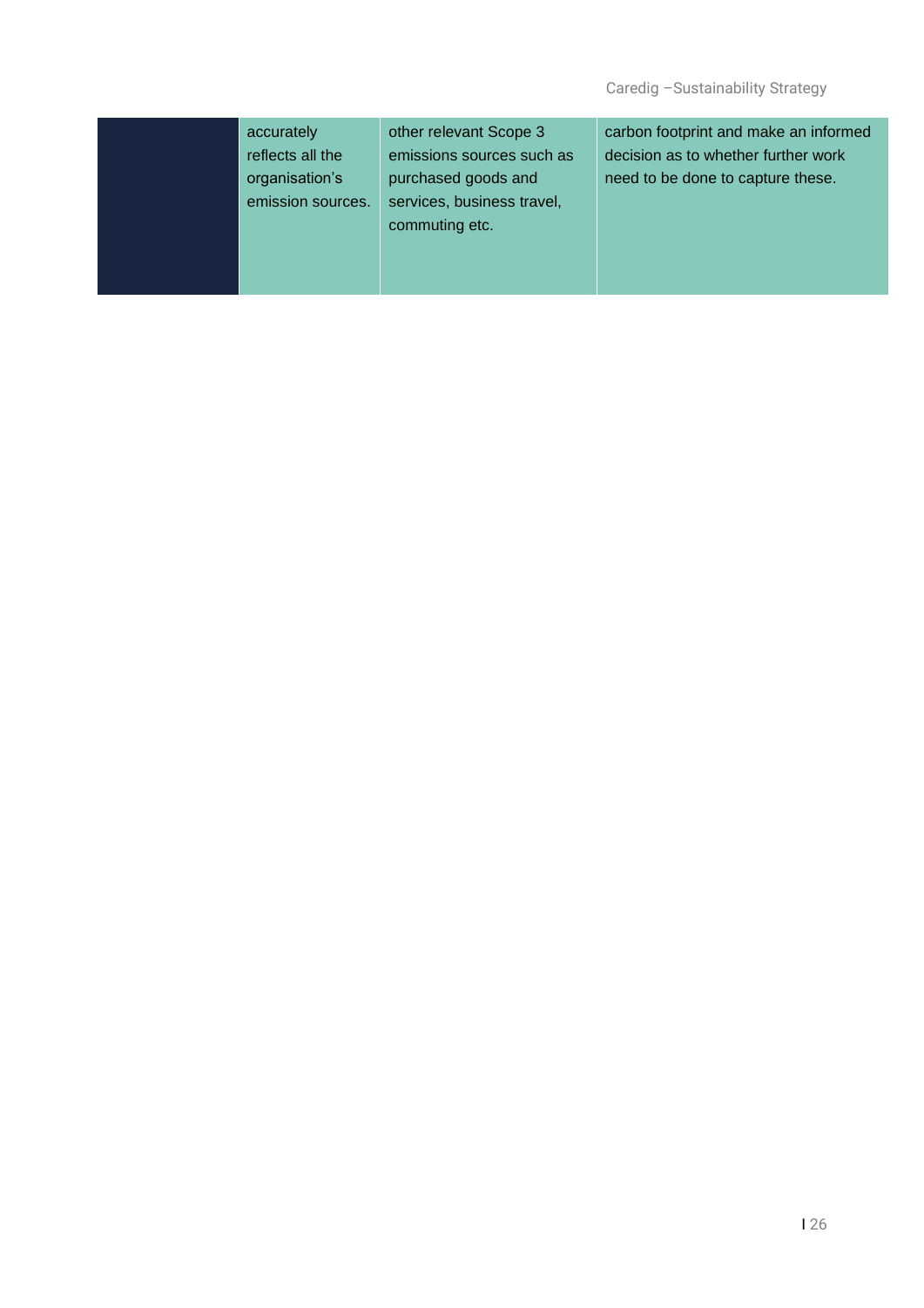| | | | |
|---|---|---|---|
| | accurately reflects all the organisation's emission sources. | other relevant Scope 3 emissions sources such as purchased goods and services, business travel, commuting etc. | carbon footprint and make an informed decision as to whether further work need to be done to capture these. |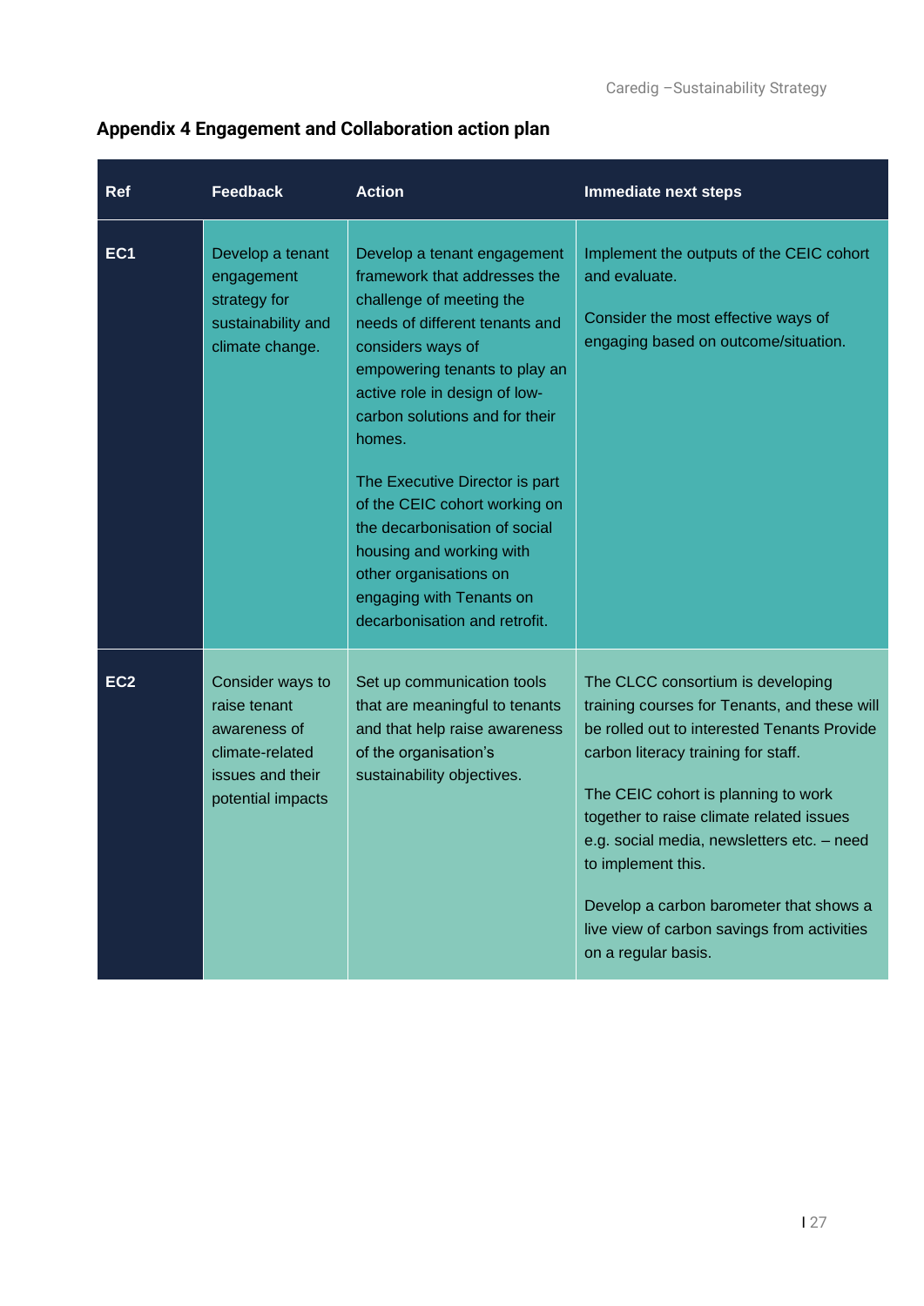## Appendix 4 Engagement and Collaboration action plan

| Ref | Feedback | Action | Immediate next steps |
|---|---|---|---|
| **EC1** | Develop a tenant engagement strategy for sustainability and climate change. | Develop a tenant engagement framework that addresses the challenge of meeting the needs of different tenants and considers ways of empowering tenants to play an active role in design of low-carbon solutions and for their homes.<br><br>The Executive Director is part of the CEIC cohort working on the decarbonisation of social housing and working with other organisations on engaging with Tenants on decarbonisation and retrofit. | Implement the outputs of the CEIC cohort and evaluate.<br><br>Consider the most effective ways of engaging based on outcome/situation. |
| **EC2** | Consider ways to raise tenant awareness of climate-related issues and their potential impacts | Set up communication tools that are meaningful to tenants and that help raise awareness of the organisation's sustainability objectives. | The CLCC consortium is developing training courses for Tenants, and these will be rolled out to interested Tenants Provide carbon literacy training for staff.<br><br>The CEIC cohort is planning to work together to raise climate related issues e.g. social media, newsletters etc. – need to implement this.<br><br>Develop a carbon barometer that shows a live view of carbon savings from activities on a regular basis. |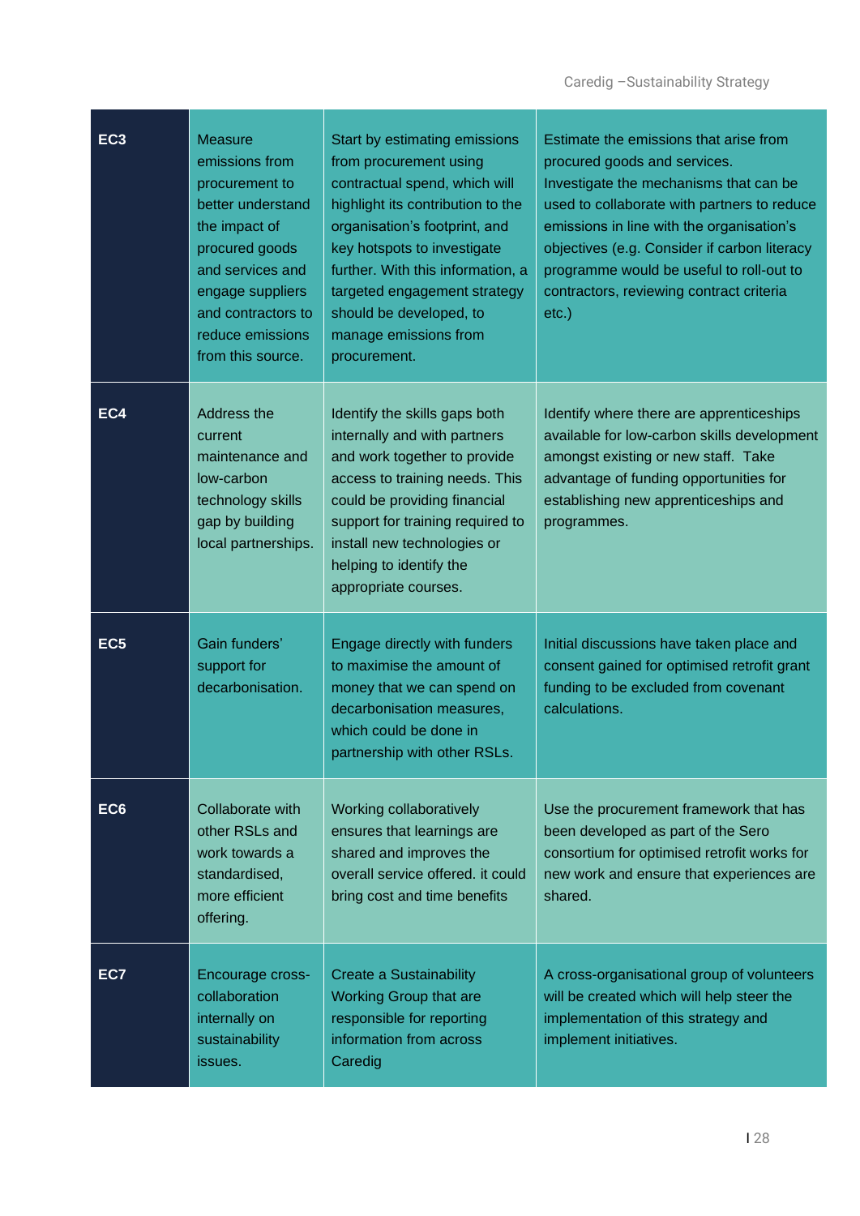| | | | |
|---|---|---|---|
| **EC3** | Measure emissions from procurement to better understand the impact of procured goods and services and engage suppliers and contractors to reduce emissions from this source. | Start by estimating emissions from procurement using contractual spend, which will highlight its contribution to the organisation's footprint, and key hotspots to investigate further. With this information, a targeted engagement strategy should be developed, to manage emissions from procurement. | Estimate the emissions that arise from procured goods and services. Investigate the mechanisms that can be used to collaborate with partners to reduce emissions in line with the organisation's objectives (e.g. Consider if carbon literacy programme would be useful to roll-out to contractors, reviewing contract criteria etc.) |
| **EC4** | Address the current maintenance and low-carbon technology skills gap by building local partnerships. | Identify the skills gaps both internally and with partners and work together to provide access to training needs. This could be providing financial support for training required to install new technologies or helping to identify the appropriate courses. | Identify where there are apprenticeships available for low-carbon skills development amongst existing or new staff. Take advantage of funding opportunities for establishing new apprenticeships and programmes. |
| **EC5** | Gain funders' support for decarbonisation. | Engage directly with funders to maximise the amount of money that we can spend on decarbonisation measures, which could be done in partnership with other RSLs. | Initial discussions have taken place and consent gained for optimised retrofit grant funding to be excluded from covenant calculations. |
| **EC6** | Collaborate with other RSLs and work towards a standardised, more efficient offering. | Working collaboratively ensures that learnings are shared and improves the overall service offered. it could bring cost and time benefits | Use the procurement framework that has been developed as part of the Sero consortium for optimised retrofit works for new work and ensure that experiences are shared. |
| **EC7** | Encourage cross-collaboration internally on sustainability issues. | Create a Sustainability Working Group that are responsible for reporting information from across Caredig | A cross-organisational group of volunteers will be created which will help steer the implementation of this strategy and implement initiatives. |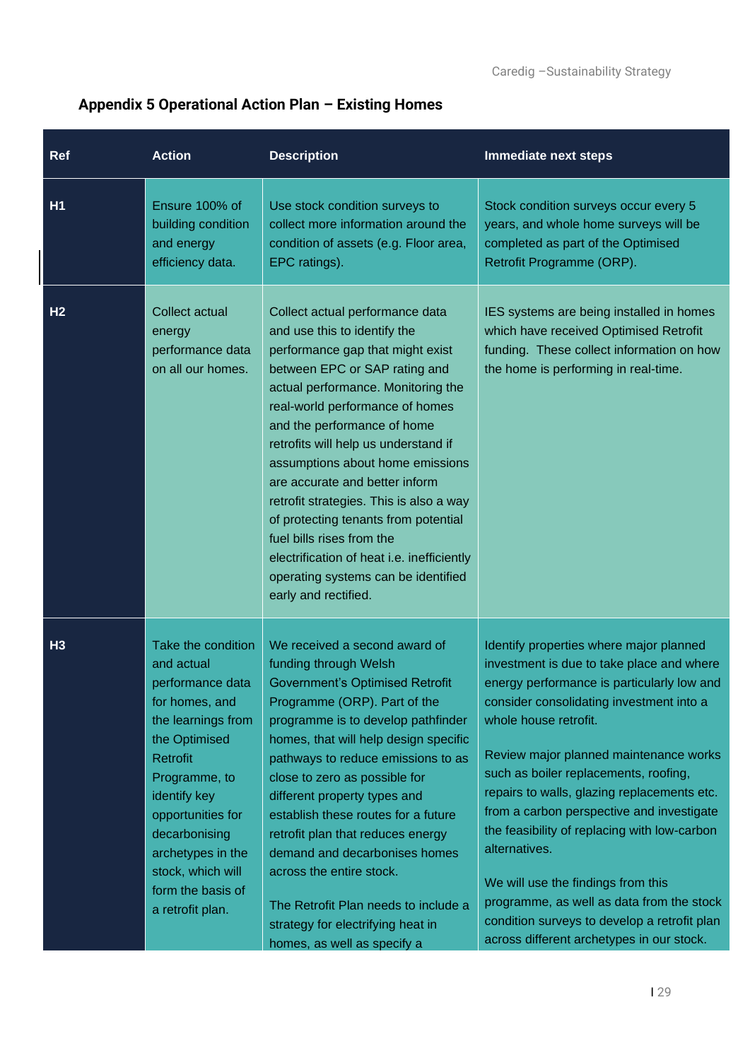## Appendix 5 Operational Action Plan – Existing Homes

| Ref | Action | Description | Immediate next steps |
|---|---|---|---|
| H1 | Ensure 100% of building condition and energy efficiency data. | Use stock condition surveys to collect more information around the condition of assets (e.g. Floor area, EPC ratings). | Stock condition surveys occur every 5 years, and whole home surveys will be completed as part of the Optimised Retrofit Programme (ORP). |
| H2 | Collect actual energy performance data on all our homes. | Collect actual performance data and use this to identify the performance gap that might exist between EPC or SAP rating and actual performance. Monitoring the real-world performance of homes and the performance of home retrofits will help us understand if assumptions about home emissions are accurate and better inform retrofit strategies. This is also a way of protecting tenants from potential fuel bills rises from the electrification of heat i.e. inefficiently operating systems can be identified early and rectified. | IES systems are being installed in homes which have received Optimised Retrofit funding. These collect information on how the home is performing in real-time. |
| H3 | Take the condition and actual performance data for homes, and the learnings from the Optimised Retrofit Programme, to identify key opportunities for decarbonising archetypes in the stock, which will form the basis of a retrofit plan. | We received a second award of funding through Welsh Government's Optimised Retrofit Programme (ORP). Part of the programme is to develop pathfinder homes, that will help design specific pathways to reduce emissions to as close to zero as possible for different property types and establish these routes for a future retrofit plan that reduces energy demand and decarbonises homes across the entire stock.<br><br>The Retrofit Plan needs to include a strategy for electrifying heat in homes, as well as specify a | Identify properties where major planned investment is due to take place and where energy performance is particularly low and consider consolidating investment into a whole house retrofit.<br><br>Review major planned maintenance works such as boiler replacements, roofing, repairs to walls, glazing replacements etc. from a carbon perspective and investigate the feasibility of replacing with low-carbon alternatives.<br><br>We will use the findings from this programme, as well as data from the stock condition surveys to develop a retrofit plan across different archetypes in our stock. |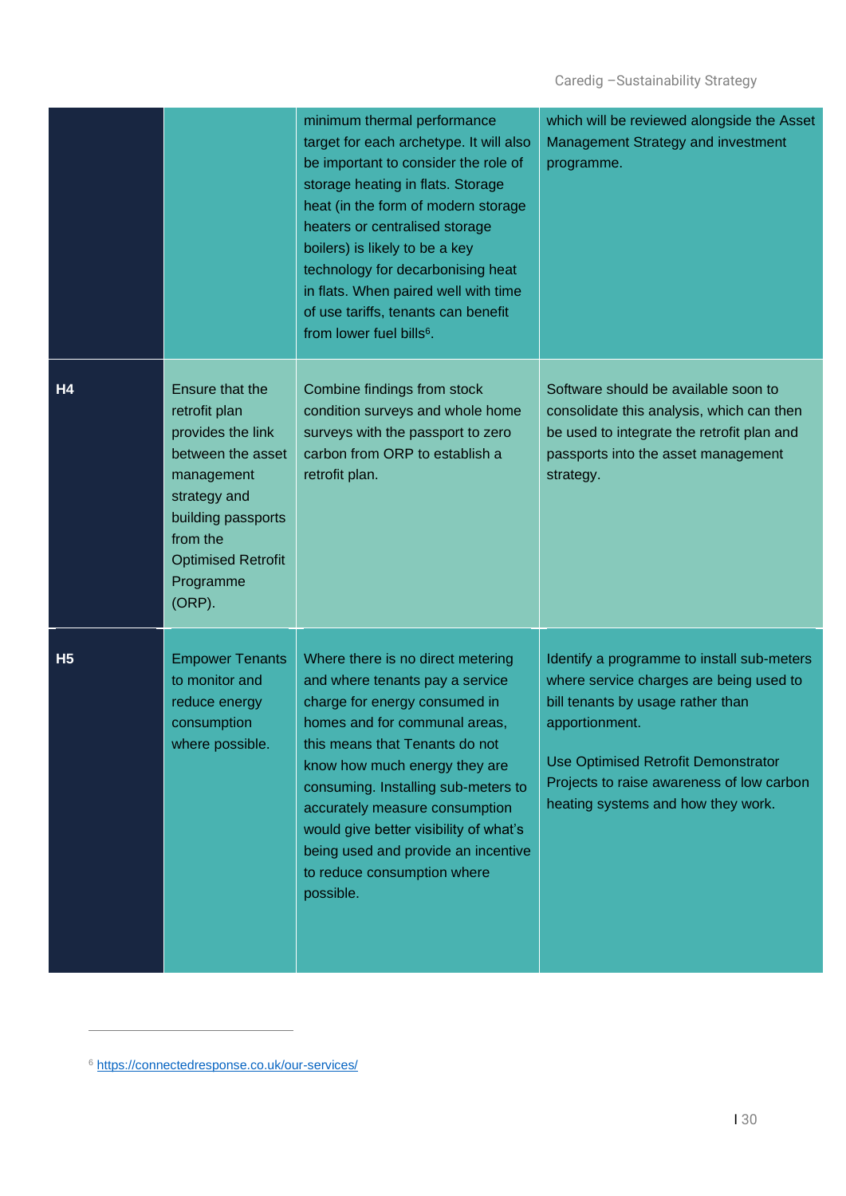| | | | |
|---|---|---|---|
| | | minimum thermal performance target for each archetype. It will also be important to consider the role of storage heating in flats. Storage heat (in the form of modern storage heaters or centralised storage boilers) is likely to be a key technology for decarbonising heat in flats. When paired well with time of use tariffs, tenants can benefit from lower fuel bills[6]. | which will be reviewed alongside the Asset Management Strategy and investment programme. |
| **H4** | Ensure that the retrofit plan provides the link between the asset management strategy and building passports from the Optimised Retrofit Programme (ORP). | Combine findings from stock condition surveys and whole home surveys with the passport to zero carbon from ORP to establish a retrofit plan. | Software should be available soon to consolidate this analysis, which can then be used to integrate the retrofit plan and passports into the asset management strategy. |
| **H5** | Empower Tenants to monitor and reduce energy consumption where possible. | Where there is no direct metering and where tenants pay a service charge for energy consumed in homes and for communal areas, this means that Tenants do not know how much energy they are consuming. Installing sub-meters to accurately measure consumption would give better visibility of what's being used and provide an incentive to reduce consumption where possible. | Identify a programme to install sub-meters where service charges are being used to bill tenants by usage rather than apportionment.<br><br>Use Optimised Retrofit Demonstrator Projects to raise awareness of low carbon heating systems and how they work. |

[6] https://connectedresponse.co.uk/our-services/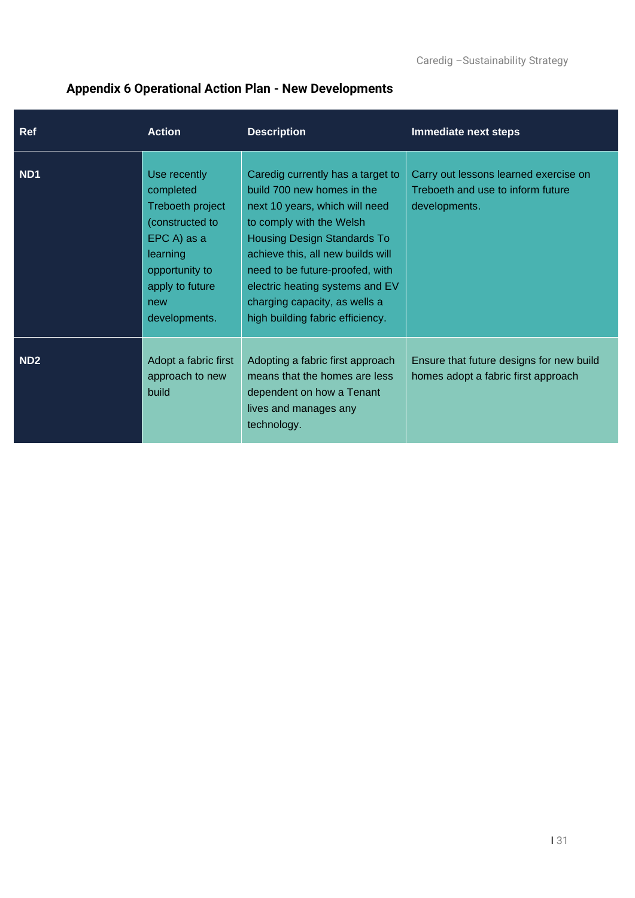## Appendix 6 Operational Action Plan - New Developments

| Ref | Action | Description | Immediate next steps |
|---|---|---|---|
| ND1 | Use recently completed Treboeth project (constructed to EPC A) as a learning opportunity to apply to future new developments. | Caredig currently has a target to build 700 new homes in the next 10 years, which will need to comply with the Welsh Housing Design Standards To achieve this, all new builds will need to be future-proofed, with electric heating systems and EV charging capacity, as wells a high building fabric efficiency. | Carry out lessons learned exercise on Treboeth and use to inform future developments. |
| ND2 | Adopt a fabric first approach to new build | Adopting a fabric first approach means that the homes are less dependent on how a Tenant lives and manages any technology. | Ensure that future designs for new build homes adopt a fabric first approach |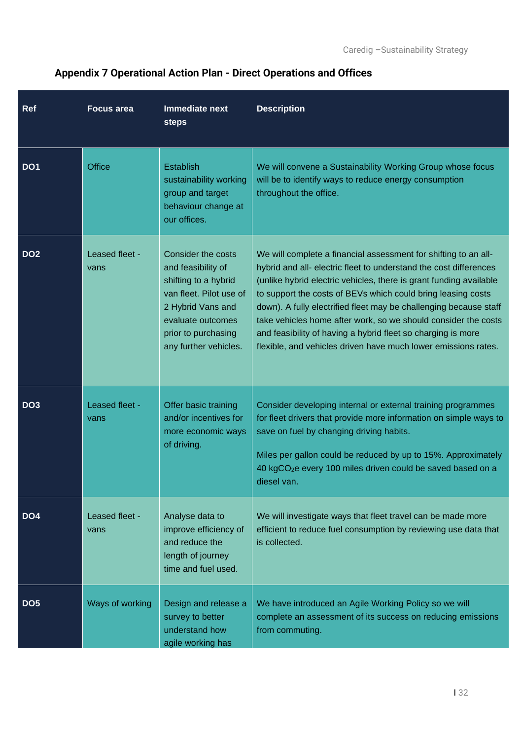## Appendix 7 Operational Action Plan - Direct Operations and Offices

| Ref | Focus area | Immediate next steps | Description |
|---|---|---|---|
| **DO1** | Office | Establish sustainability working group and target behaviour change at our offices. | We will convene a Sustainability Working Group whose focus will be to identify ways to reduce energy consumption throughout the office. |
| **DO2** | Leased fleet - vans | Consider the costs and feasibility of shifting to a hybrid van fleet. Pilot use of 2 Hybrid Vans and evaluate outcomes prior to purchasing any further vehicles. | We will complete a financial assessment for shifting to an all-hybrid and all- electric fleet to understand the cost differences (unlike hybrid electric vehicles, there is grant funding available to support the costs of BEVs which could bring leasing costs down). A fully electrified fleet may be challenging because staff take vehicles home after work, so we should consider the costs and feasibility of having a hybrid fleet so charging is more flexible, and vehicles driven have much lower emissions rates. |
| **DO3** | Leased fleet - vans | Offer basic training and/or incentives for more economic ways of driving. | Consider developing internal or external training programmes for fleet drivers that provide more information on simple ways to save on fuel by changing driving habits.<br><br>Miles per gallon could be reduced by up to 15%. Approximately 40 kg$CO_2$e every 100 miles driven could be saved based on a diesel van. |
| **DO4** | Leased fleet - vans | Analyse data to improve efficiency of and reduce the length of journey time and fuel used. | We will investigate ways that fleet travel can be made more efficient to reduce fuel consumption by reviewing use data that is collected. |
| **DO5** | Ways of working | Design and release a survey to better understand how agile working has | We have introduced an Agile Working Policy so we will complete an assessment of its success on reducing emissions from commuting. |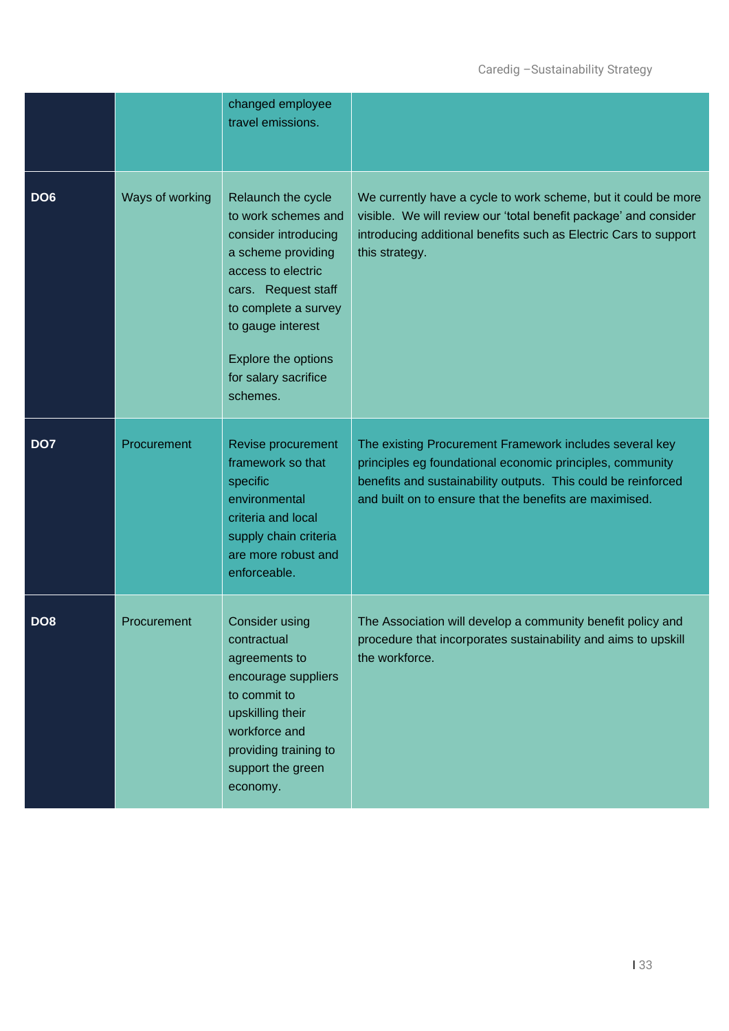| | | | |
|---|---|---|---|
| | | changed employee travel emissions. | |
| **DO6** | Ways of working | Relaunch the cycle to work schemes and consider introducing a scheme providing access to electric cars. Request staff to complete a survey to gauge interest<br><br>Explore the options for salary sacrifice schemes. | We currently have a cycle to work scheme, but it could be more visible. We will review our 'total benefit package' and consider introducing additional benefits such as Electric Cars to support this strategy. |
| **DO7** | Procurement | Revise procurement framework so that specific environmental criteria and local supply chain criteria are more robust and enforceable. | The existing Procurement Framework includes several key principles eg foundational economic principles, community benefits and sustainability outputs. This could be reinforced and built on to ensure that the benefits are maximised. |
| **DO8** | Procurement | Consider using contractual agreements to encourage suppliers to commit to upskilling their workforce and providing training to support the green economy. | The Association will develop a community benefit policy and procedure that incorporates sustainability and aims to upskill the workforce. |